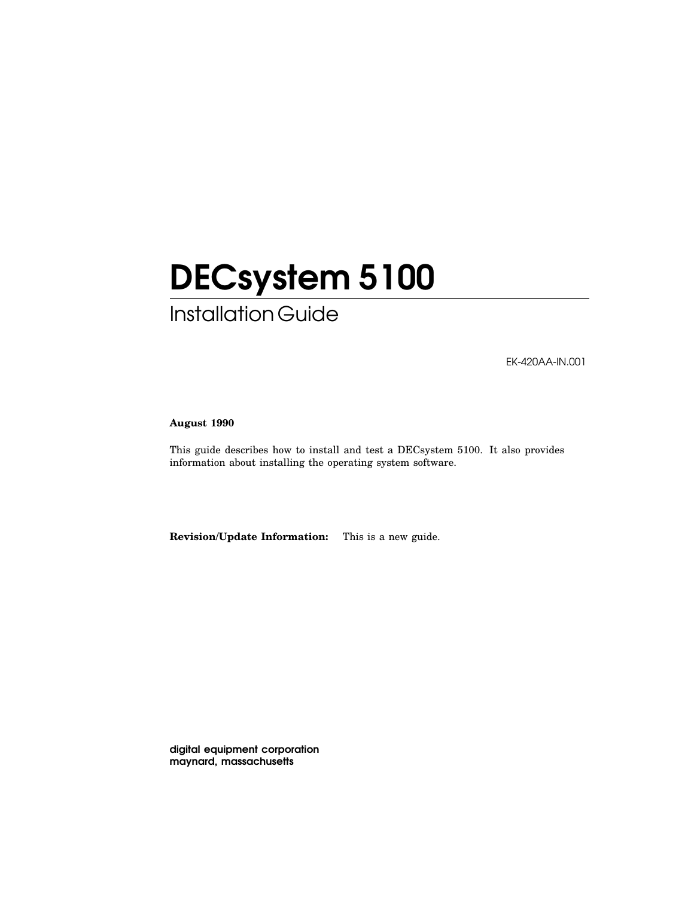# DECsystem 5100

## Installation Guide

EK-420AA-IN.001

**August 1990**

This guide describes how to install and test a DECsystem 5100. It also provides information about installing the operating system software.

**Revision/Update Information:** This is a new guide.

**digital equipment corporation**
**maynard, massachusetts**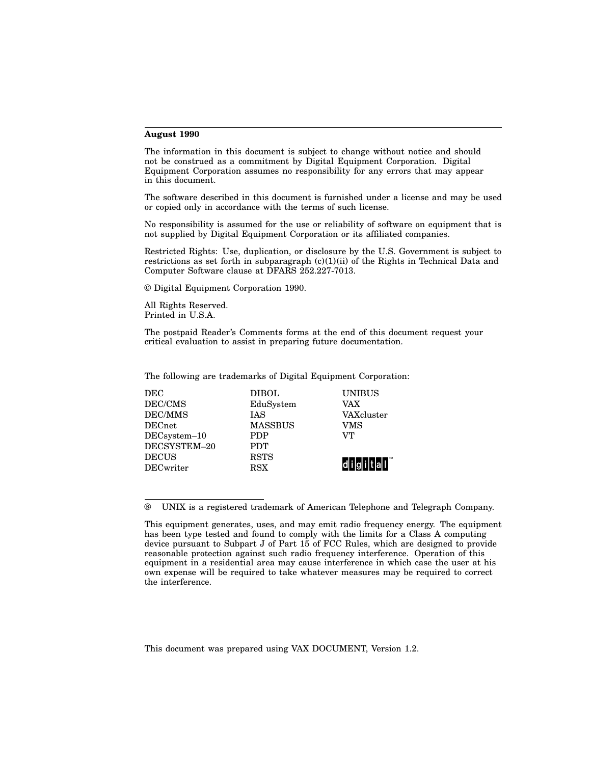**August 1990**

The information in this document is subject to change without notice and should not be construed as a commitment by Digital Equipment Corporation. Digital Equipment Corporation assumes no responsibility for any errors that may appear in this document.

The software described in this document is furnished under a license and may be used or copied only in accordance with the terms of such license.

No responsibility is assumed for the use or reliability of software on equipment that is not supplied by Digital Equipment Corporation or its affiliated companies.

Restricted Rights: Use, duplication, or disclosure by the U.S. Government is subject to restrictions as set forth in subparagraph (c)(1)(ii) of the Rights in Technical Data and Computer Software clause at DFARS 252.227-7013.

© Digital Equipment Corporation 1990.

All Rights Reserved.
Printed in U.S.A.

The postpaid Reader's Comments forms at the end of this document request your critical evaluation to assist in preparing future documentation.

The following are trademarks of Digital Equipment Corporation:

| | | |
|---|---|---|
| DEC | DIBOL | UNIBUS |
| DEC/CMS | EduSystem | VAX |
| DEC/MMS | IAS | VAXcluster |
| DECnet | MASSBUS | VMS |
| DECsystem–10 | PDP | VT |
| DECSYSTEM–20 | PDT | |
| DECUS | RSTS | digital™ |
| DECwriter | RSX | |

® UNIX is a registered trademark of American Telephone and Telegraph Company.

This equipment generates, uses, and may emit radio frequency energy. The equipment has been type tested and found to comply with the limits for a Class A computing device pursuant to Subpart J of Part 15 of FCC Rules, which are designed to provide reasonable protection against such radio frequency interference. Operation of this equipment in a residential area may cause interference in which case the user at his own expense will be required to take whatever measures may be required to correct the interference.

This document was prepared using VAX DOCUMENT, Version 1.2.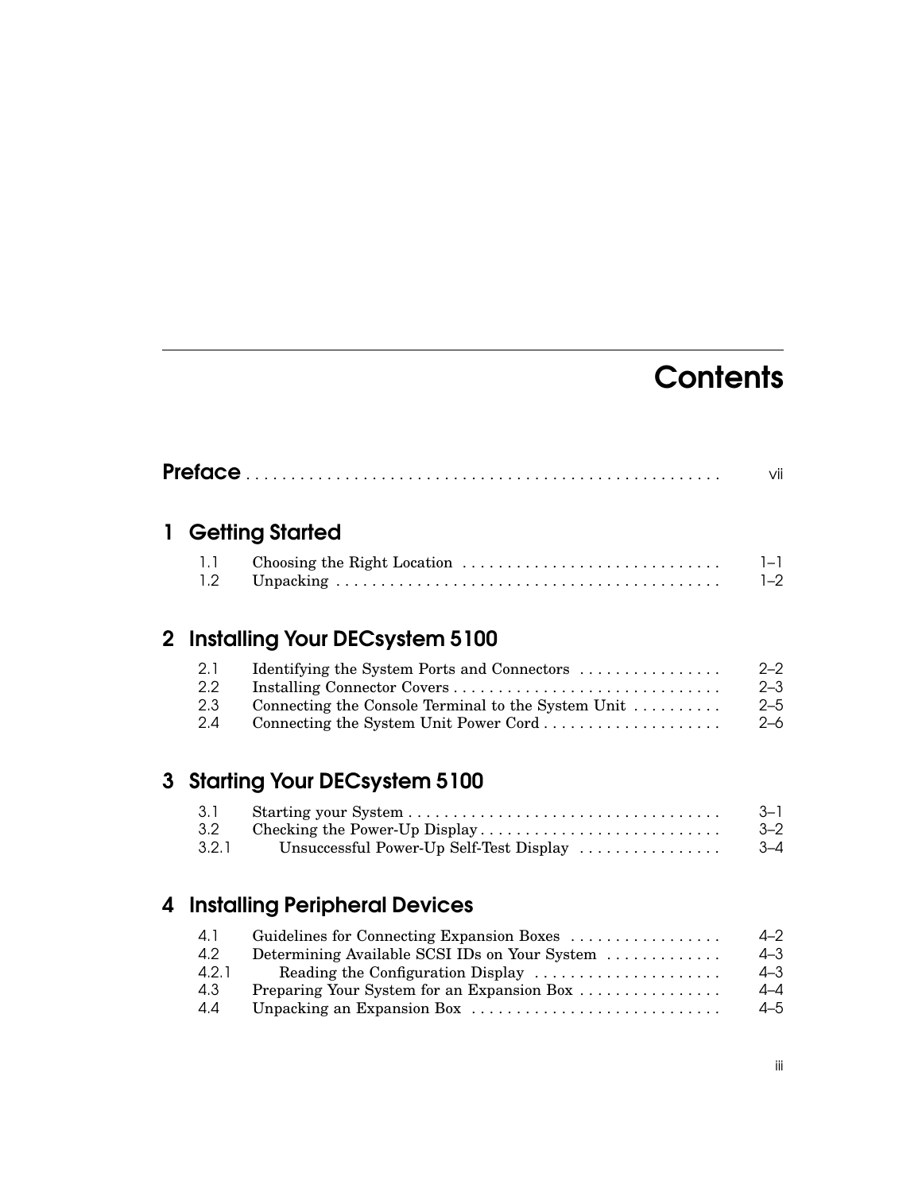# Contents

**Preface** . . . . . . . . . . . . . . . . . . . . . . . . . . . . . . . . . . . . . . . . . . . . . . . . . . . vii

## 1 Getting Started

| | | |
|---|---|---|
| 1.1 | Choosing the Right Location | 1–1 |
| 1.2 | Unpacking | 1–2 |

## 2 Installing Your DECsystem 5100

| | | |
|---|---|---|
| 2.1 | Identifying the System Ports and Connectors | 2–2 |
| 2.2 | Installing Connector Covers | 2–3 |
| 2.3 | Connecting the Console Terminal to the System Unit | 2–5 |
| 2.4 | Connecting the System Unit Power Cord | 2–6 |

## 3 Starting Your DECsystem 5100

| | | |
|---|---|---|
| 3.1 | Starting your System | 3–1 |
| 3.2 | Checking the Power-Up Display | 3–2 |
| 3.2.1 | Unsuccessful Power-Up Self-Test Display | 3–4 |

## 4 Installing Peripheral Devices

| | | |
|---|---|---|
| 4.1 | Guidelines for Connecting Expansion Boxes | 4–2 |
| 4.2 | Determining Available SCSI IDs on Your System | 4–3 |
| 4.2.1 | Reading the Configuration Display | 4–3 |
| 4.3 | Preparing Your System for an Expansion Box | 4–4 |
| 4.4 | Unpacking an Expansion Box | 4–5 |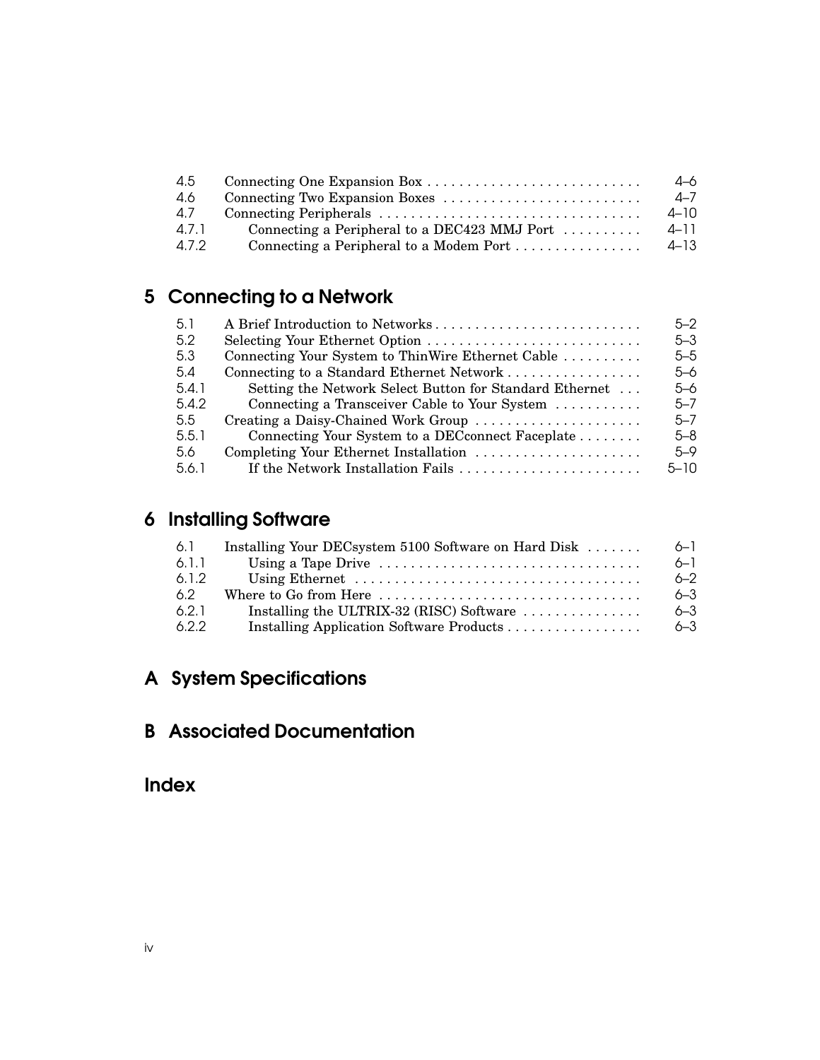| | | |
|---|---|---|
| 4.5 | Connecting One Expansion Box | 4–6 |
| 4.6 | Connecting Two Expansion Boxes | 4–7 |
| 4.7 | Connecting Peripherals | 4–10 |
| 4.7.1 | Connecting a Peripheral to a DEC423 MMJ Port | 4–11 |
| 4.7.2 | Connecting a Peripheral to a Modem Port | 4–13 |

## 5 Connecting to a Network

| | | |
|---|---|---|
| 5.1 | A Brief Introduction to Networks | 5–2 |
| 5.2 | Selecting Your Ethernet Option | 5–3 |
| 5.3 | Connecting Your System to ThinWire Ethernet Cable | 5–5 |
| 5.4 | Connecting to a Standard Ethernet Network | 5–6 |
| 5.4.1 | Setting the Network Select Button for Standard Ethernet | 5–6 |
| 5.4.2 | Connecting a Transceiver Cable to Your System | 5–7 |
| 5.5 | Creating a Daisy-Chained Work Group | 5–7 |
| 5.5.1 | Connecting Your System to a DECconnect Faceplate | 5–8 |
| 5.6 | Completing Your Ethernet Installation | 5–9 |
| 5.6.1 | If the Network Installation Fails | 5–10 |

## 6 Installing Software

| | | |
|---|---|---|
| 6.1 | Installing Your DECsystem 5100 Software on Hard Disk | 6–1 |
| 6.1.1 | Using a Tape Drive | 6–1 |
| 6.1.2 | Using Ethernet | 6–2 |
| 6.2 | Where to Go from Here | 6–3 |
| 6.2.1 | Installing the ULTRIX-32 (RISC) Software | 6–3 |
| 6.2.2 | Installing Application Software Products | 6–3 |

## A System Specifications

## B Associated Documentation

## Index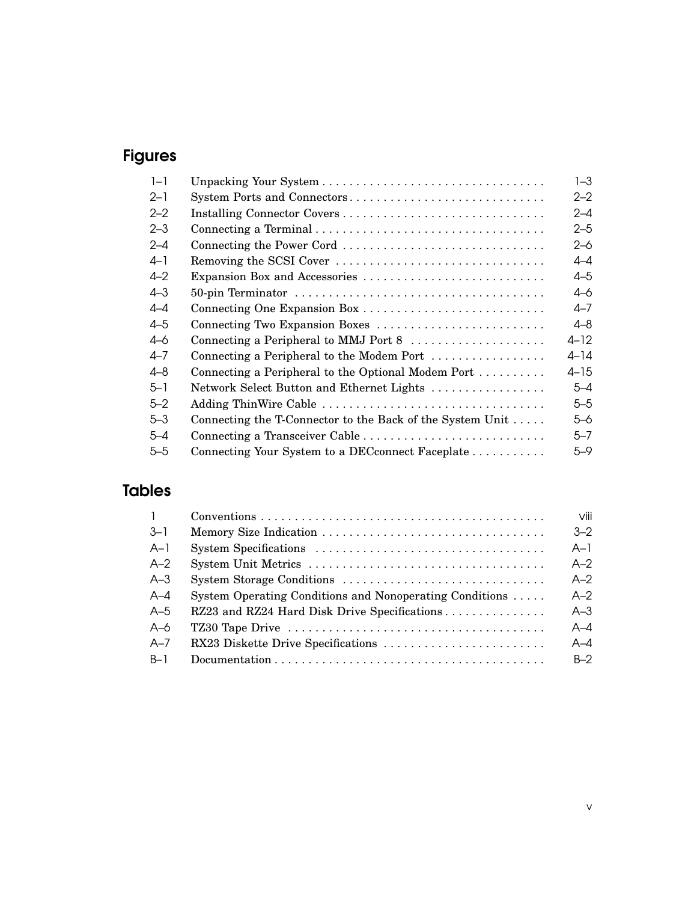## Figures

| | | |
|---|---|---|
| 1–1 | Unpacking Your System | 1–3 |
| 2–1 | System Ports and Connectors | 2–2 |
| 2–2 | Installing Connector Covers | 2–4 |
| 2–3 | Connecting a Terminal | 2–5 |
| 2–4 | Connecting the Power Cord | 2–6 |
| 4–1 | Removing the SCSI Cover | 4–4 |
| 4–2 | Expansion Box and Accessories | 4–5 |
| 4–3 | 50-pin Terminator | 4–6 |
| 4–4 | Connecting One Expansion Box | 4–7 |
| 4–5 | Connecting Two Expansion Boxes | 4–8 |
| 4–6 | Connecting a Peripheral to MMJ Port 8 | 4–12 |
| 4–7 | Connecting a Peripheral to the Modem Port | 4–14 |
| 4–8 | Connecting a Peripheral to the Optional Modem Port | 4–15 |
| 5–1 | Network Select Button and Ethernet Lights | 5–4 |
| 5–2 | Adding ThinWire Cable | 5–5 |
| 5–3 | Connecting the T-Connector to the Back of the System Unit | 5–6 |
| 5–4 | Connecting a Transceiver Cable | 5–7 |
| 5–5 | Connecting Your System to a DECconnect Faceplate | 5–9 |

## Tables

| | | |
|---|---|---|
| 1 | Conventions | viii |
| 3–1 | Memory Size Indication | 3–2 |
| A–1 | System Specifications | A–1 |
| A–2 | System Unit Metrics | A–2 |
| A–3 | System Storage Conditions | A–2 |
| A–4 | System Operating Conditions and Nonoperating Conditions | A–2 |
| A–5 | RZ23 and RZ24 Hard Disk Drive Specifications | A–3 |
| A–6 | TZ30 Tape Drive | A–4 |
| A–7 | RX23 Diskette Drive Specifications | A–4 |
| B–1 | Documentation | B–2 |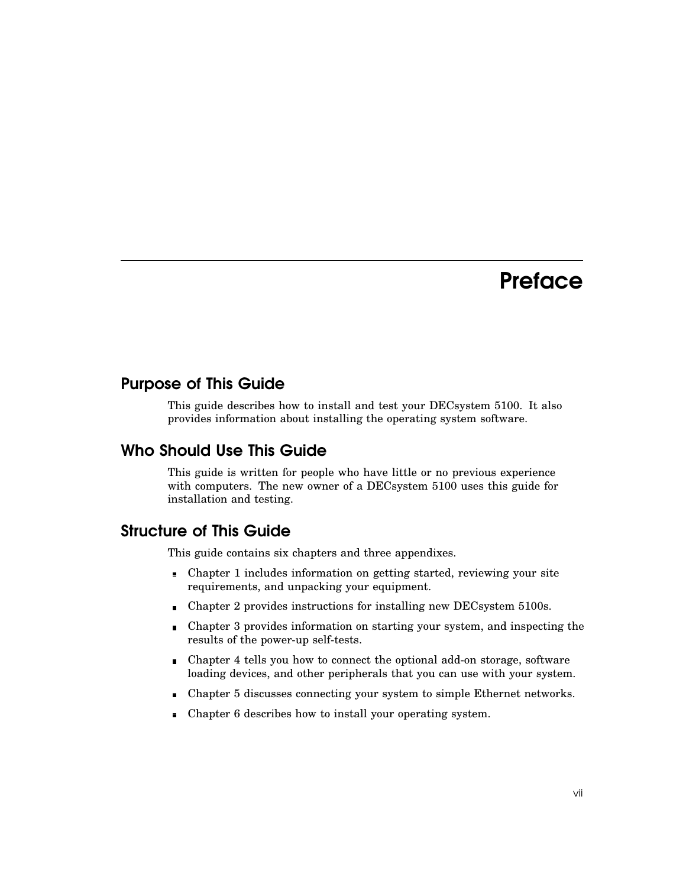# Preface

## Purpose of This Guide

This guide describes how to install and test your DECsystem 5100. It also provides information about installing the operating system software.

## Who Should Use This Guide

This guide is written for people who have little or no previous experience with computers. The new owner of a DECsystem 5100 uses this guide for installation and testing.

## Structure of This Guide

This guide contains six chapters and three appendixes.

- Chapter 1 includes information on getting started, reviewing your site requirements, and unpacking your equipment.
- Chapter 2 provides instructions for installing new DECsystem 5100s.
- Chapter 3 provides information on starting your system, and inspecting the results of the power-up self-tests.
- Chapter 4 tells you how to connect the optional add-on storage, software loading devices, and other peripherals that you can use with your system.
- Chapter 5 discusses connecting your system to simple Ethernet networks.
- Chapter 6 describes how to install your operating system.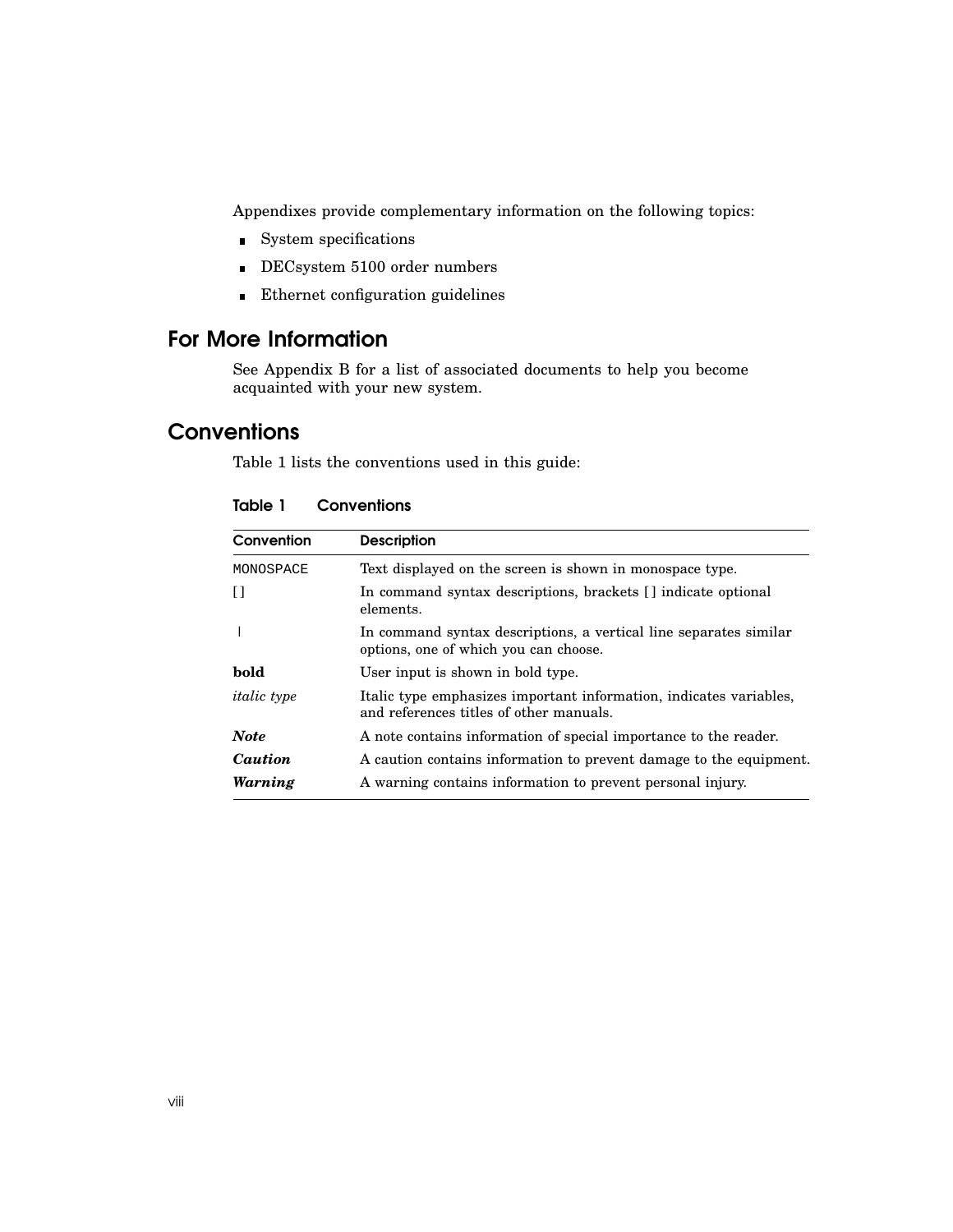Appendixes provide complementary information on the following topics:

- System specifications
- DECsystem 5100 order numbers
- Ethernet configuration guidelines

## For More Information

See Appendix B for a list of associated documents to help you become acquainted with your new system.

## Conventions

Table 1 lists the conventions used in this guide:

**Table 1 Conventions**

| Convention | Description |
|---|---|
| `MONOSPACE` | Text displayed on the screen is shown in monospace type. |
| [ ] | In command syntax descriptions, brackets [ ] indicate optional elements. |
| \| | In command syntax descriptions, a vertical line separates similar options, one of which you can choose. |
| **bold** | User input is shown in bold type. |
| *italic type* | Italic type emphasizes important information, indicates variables, and references titles of other manuals. |
| ***Note*** | A note contains information of special importance to the reader. |
| ***Caution*** | A caution contains information to prevent damage to the equipment. |
| ***Warning*** | A warning contains information to prevent personal injury. |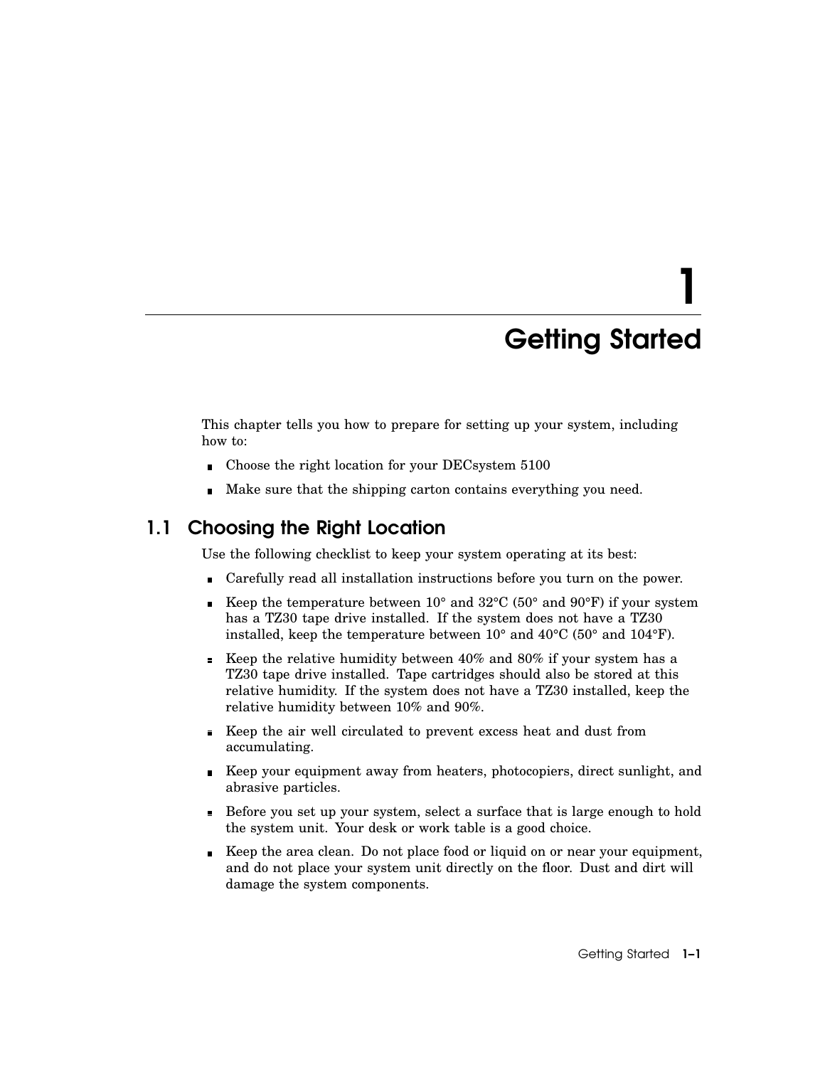# 1 Getting Started

This chapter tells you how to prepare for setting up your system, including how to:

- Choose the right location for your DECsystem 5100
- Make sure that the shipping carton contains everything you need.

## 1.1 Choosing the Right Location

Use the following checklist to keep your system operating at its best:

- Carefully read all installation instructions before you turn on the power.
- Keep the temperature between 10° and 32°C (50° and 90°F) if your system has a TZ30 tape drive installed. If the system does not have a TZ30 installed, keep the temperature between 10° and 40°C (50° and 104°F).
- Keep the relative humidity between 40% and 80% if your system has a TZ30 tape drive installed. Tape cartridges should also be stored at this relative humidity. If the system does not have a TZ30 installed, keep the relative humidity between 10% and 90%.
- Keep the air well circulated to prevent excess heat and dust from accumulating.
- Keep your equipment away from heaters, photocopiers, direct sunlight, and abrasive particles.
- Before you set up your system, select a surface that is large enough to hold the system unit. Your desk or work table is a good choice.
- Keep the area clean. Do not place food or liquid on or near your equipment, and do not place your system unit directly on the floor. Dust and dirt will damage the system components.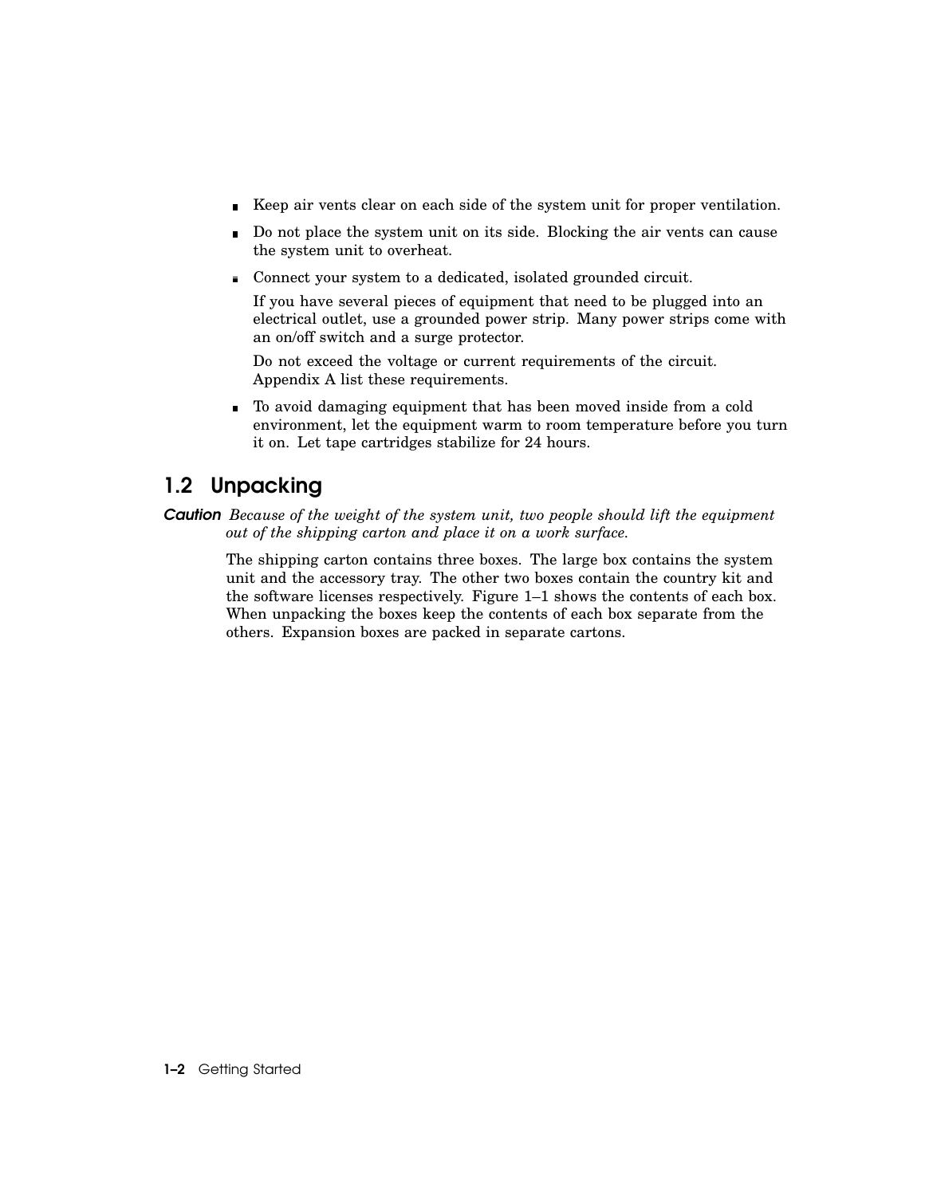- Keep air vents clear on each side of the system unit for proper ventilation.
- Do not place the system unit on its side. Blocking the air vents can cause the system unit to overheat.
- Connect your system to a dedicated, isolated grounded circuit.

  If you have several pieces of equipment that need to be plugged into an electrical outlet, use a grounded power strip. Many power strips come with an on/off switch and a surge protector.

  Do not exceed the voltage or current requirements of the circuit. Appendix A list these requirements.
- To avoid damaging equipment that has been moved inside from a cold environment, let the equipment warm to room temperature before you turn it on. Let tape cartridges stabilize for 24 hours.

## 1.2 Unpacking

***Caution*** *Because of the weight of the system unit, two people should lift the equipment out of the shipping carton and place it on a work surface.*

The shipping carton contains three boxes. The large box contains the system unit and the accessory tray. The other two boxes contain the country kit and the software licenses respectively. Figure 1–1 shows the contents of each box. When unpacking the boxes keep the contents of each box separate from the others. Expansion boxes are packed in separate cartons.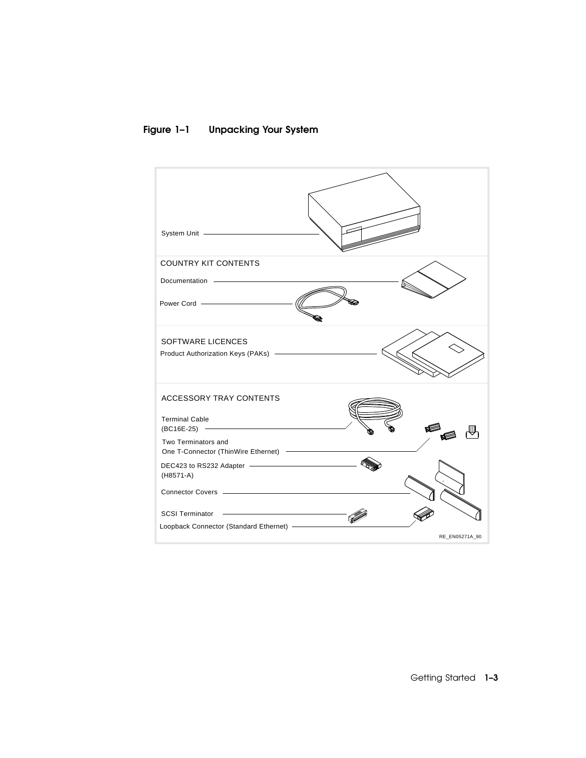**Figure 1–1 Unpacking Your System**

System Unit

COUNTRY KIT CONTENTS

Documentation

Power Cord

SOFTWARE LICENCES

Product Authorization Keys (PAKs)

ACCESSORY TRAY CONTENTS

Terminal Cable
(BC16E-25)

Two Terminators and
One T-Connector (ThinWire Ethernet)

DEC423 to RS232 Adapter
(H8571-A)

Connector Covers

SCSI Terminator

Loopback Connector (Standard Ethernet)

RE_EN05271A_90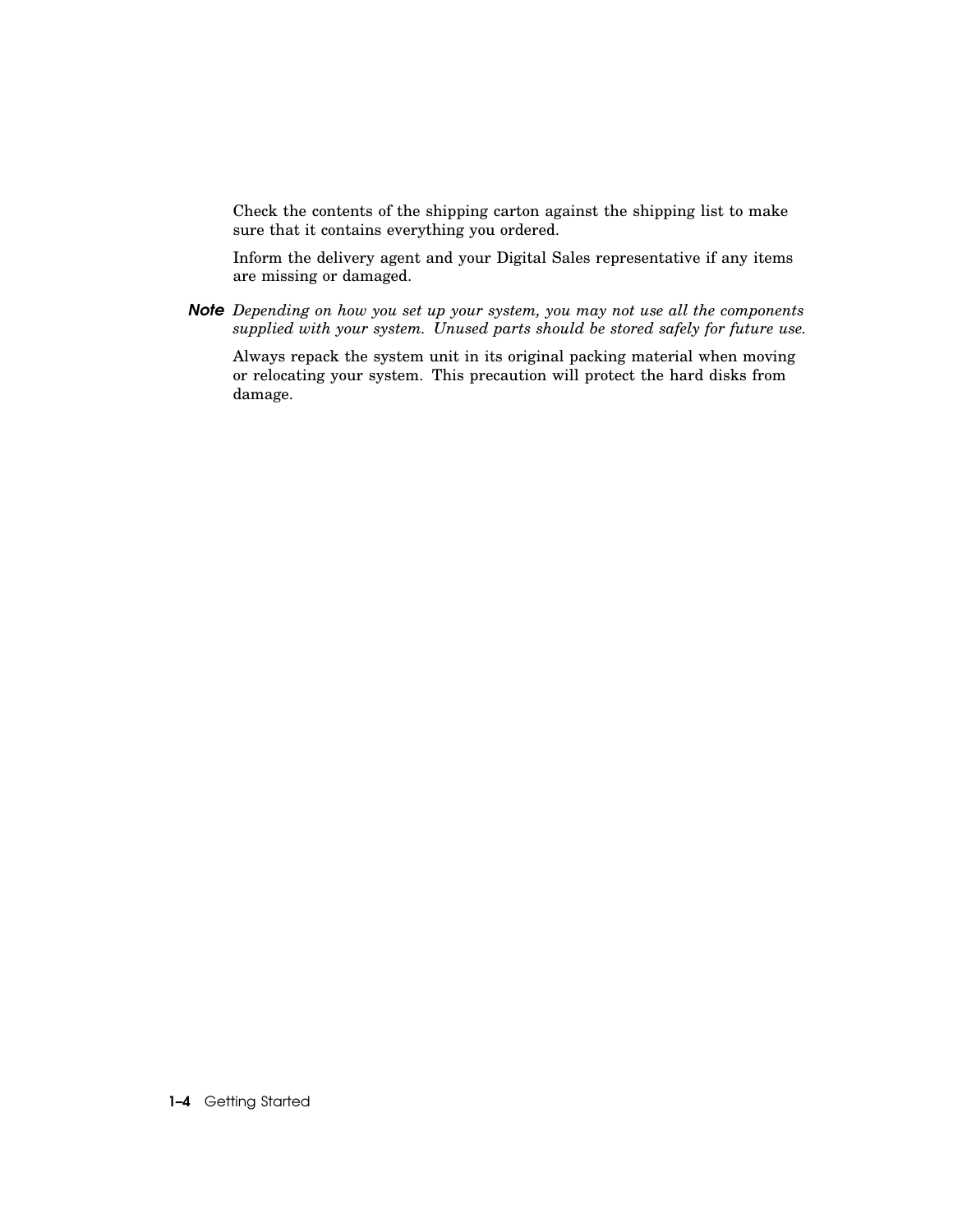Check the contents of the shipping carton against the shipping list to make sure that it contains everything you ordered.

Inform the delivery agent and your Digital Sales representative if any items are missing or damaged.

**Note** *Depending on how you set up your system, you may not use all the components supplied with your system. Unused parts should be stored safely for future use.*

Always repack the system unit in its original packing material when moving or relocating your system. This precaution will protect the hard disks from damage.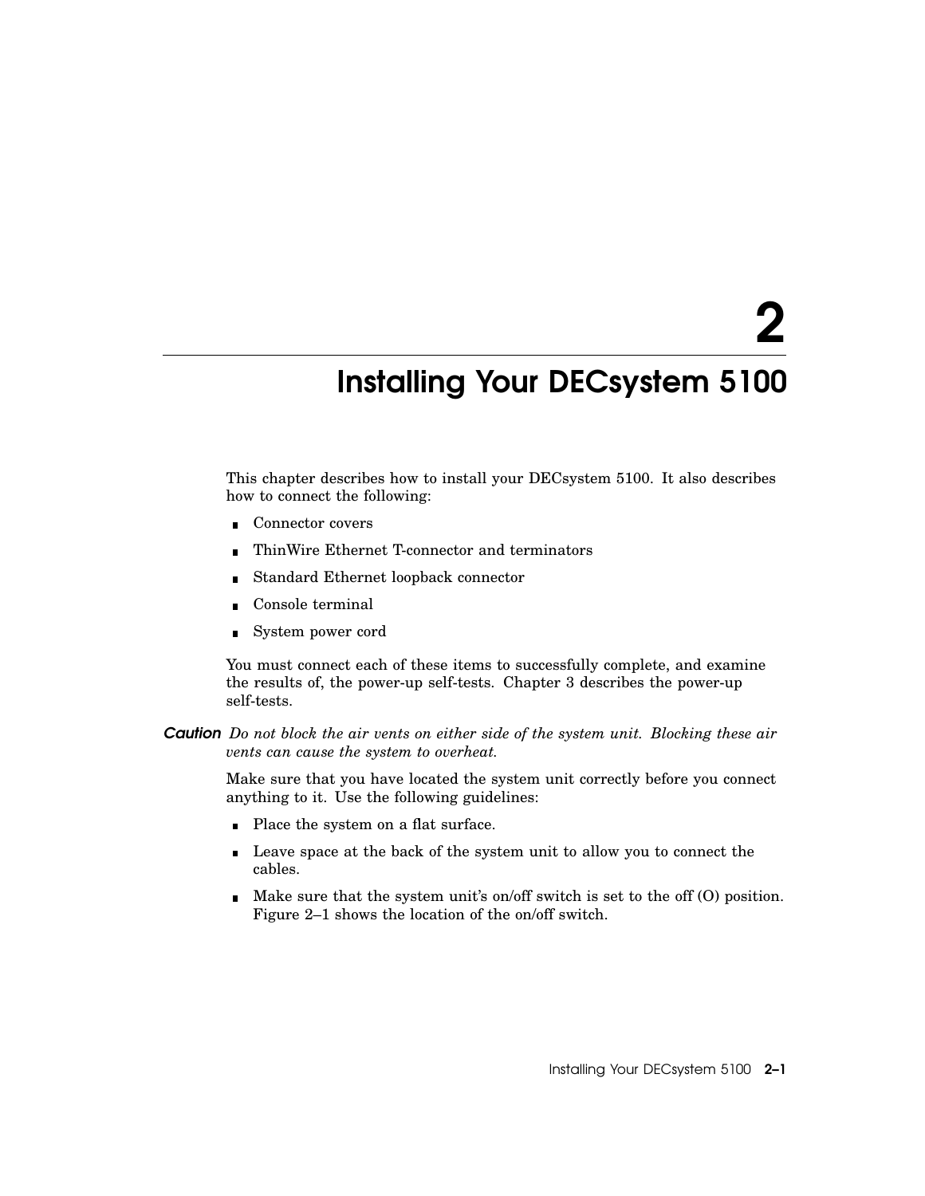# 2 Installing Your DECsystem 5100

This chapter describes how to install your DECsystem 5100. It also describes how to connect the following:

- Connector covers
- ThinWire Ethernet T-connector and terminators
- Standard Ethernet loopback connector
- Console terminal
- System power cord

You must connect each of these items to successfully complete, and examine the results of, the power-up self-tests. Chapter 3 describes the power-up self-tests.

***Caution*** *Do not block the air vents on either side of the system unit. Blocking these air vents can cause the system to overheat.*

Make sure that you have located the system unit correctly before you connect anything to it. Use the following guidelines:

- Place the system on a flat surface.
- Leave space at the back of the system unit to allow you to connect the cables.
- Make sure that the system unit's on/off switch is set to the off (O) position. Figure 2–1 shows the location of the on/off switch.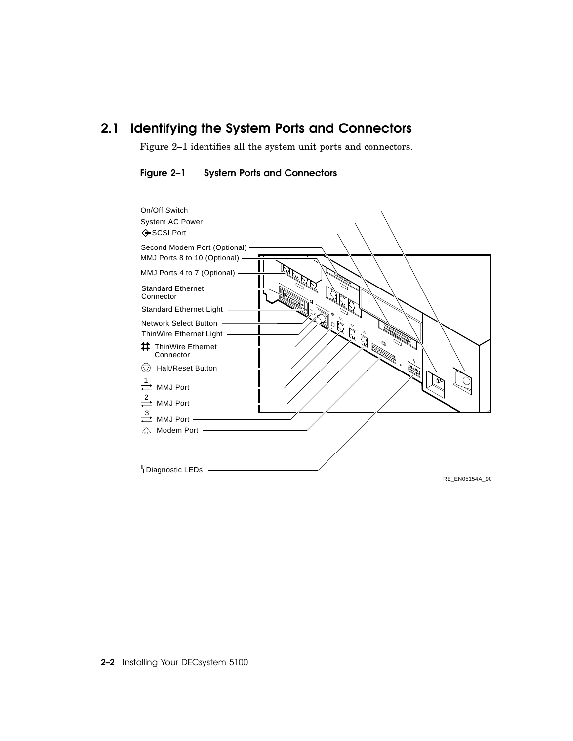## 2.1 Identifying the System Ports and Connectors

Figure 2–1 identifies all the system unit ports and connectors.

**Figure 2–1 System Ports and Connectors**

On/Off Switch
System AC Power
SCSI Port
Second Modem Port (Optional)
MMJ Ports 8 to 10 (Optional)
MMJ Ports 4 to 7 (Optional)
Standard Ethernet Connector
Standard Ethernet Light
Network Select Button
ThinWire Ethernet Light
ThinWire Ethernet Connector
Halt/Reset Button
1 MMJ Port
2 MMJ Port
3 MMJ Port
Modem Port
Diagnostic LEDs

RE_EN05154A_90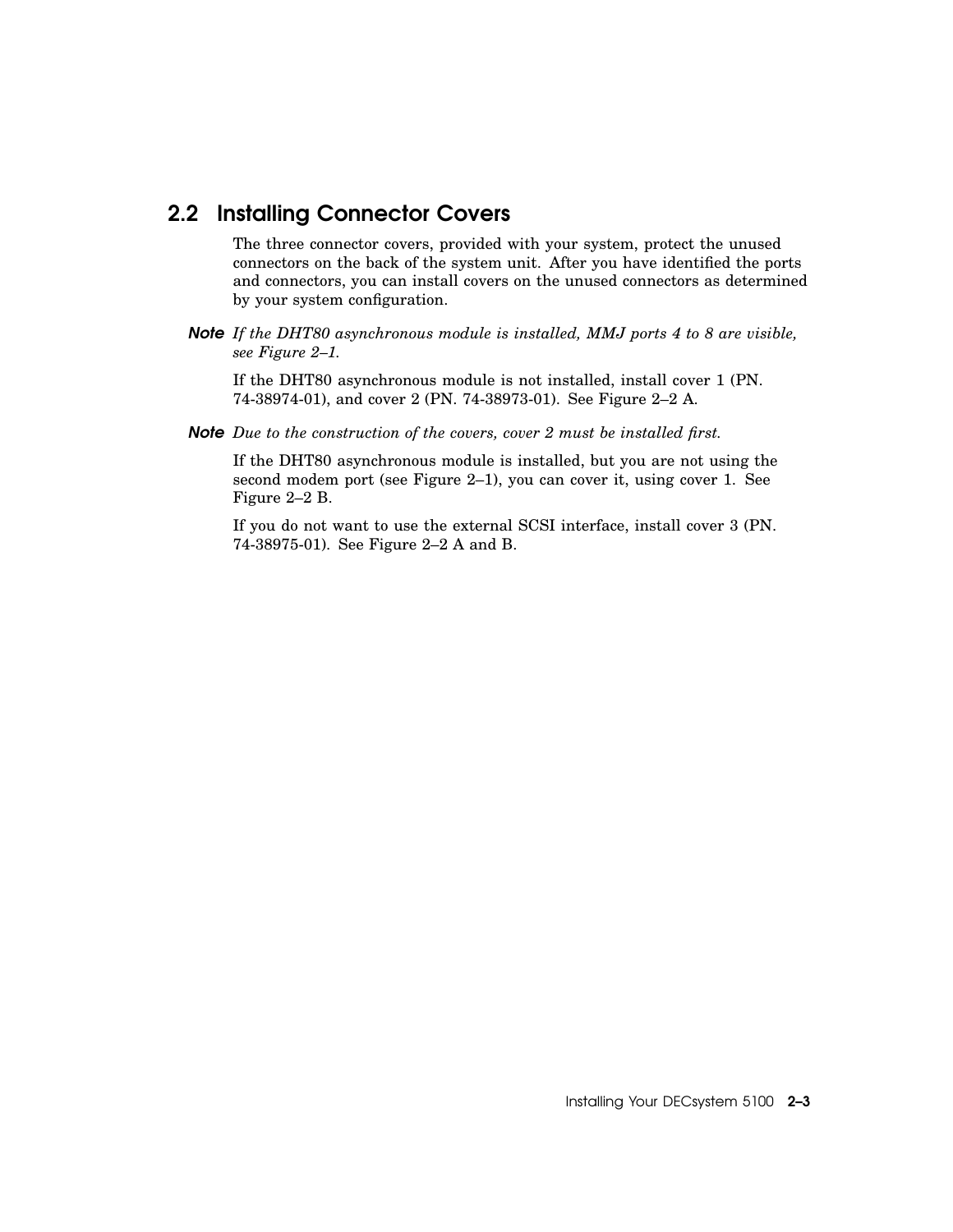## 2.2 Installing Connector Covers

The three connector covers, provided with your system, protect the unused connectors on the back of the system unit. After you have identified the ports and connectors, you can install covers on the unused connectors as determined by your system configuration.

**Note** *If the DHT80 asynchronous module is installed, MMJ ports 4 to 8 are visible, see Figure 2–1.*

If the DHT80 asynchronous module is not installed, install cover 1 (PN. 74-38974-01), and cover 2 (PN. 74-38973-01). See Figure 2–2 A.

**Note** *Due to the construction of the covers, cover 2 must be installed first.*

If the DHT80 asynchronous module is installed, but you are not using the second modem port (see Figure 2–1), you can cover it, using cover 1. See Figure 2–2 B.

If you do not want to use the external SCSI interface, install cover 3 (PN. 74-38975-01). See Figure 2–2 A and B.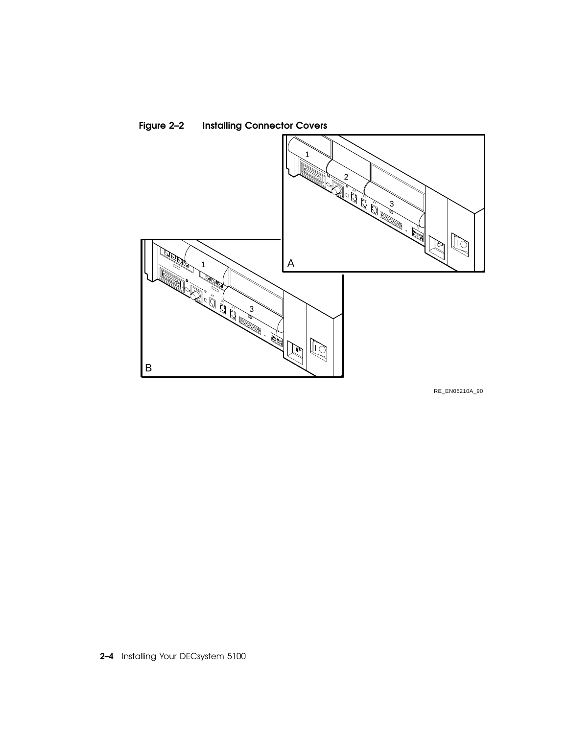**Figure 2–2 Installing Connector Covers**

RE_EN05210A_90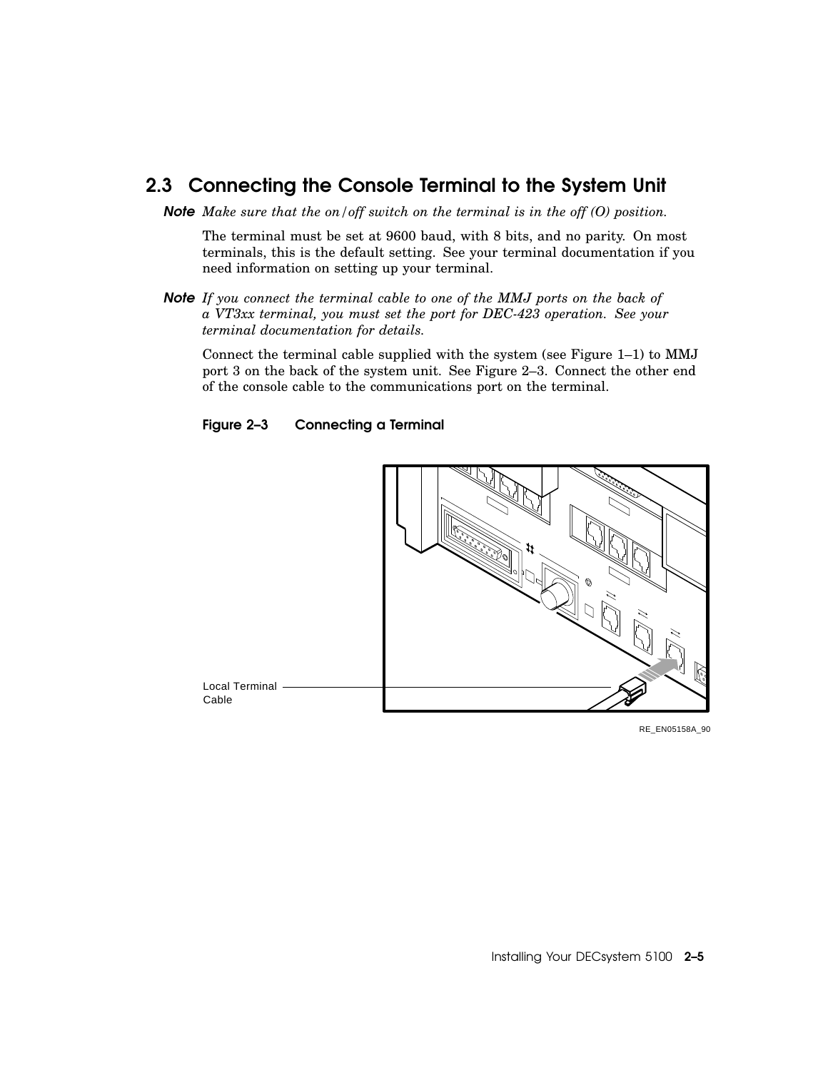## 2.3 Connecting the Console Terminal to the System Unit

**Note** *Make sure that the on/off switch on the terminal is in the off (O) position.*

The terminal must be set at 9600 baud, with 8 bits, and no parity. On most terminals, this is the default setting. See your terminal documentation if you need information on setting up your terminal.

**Note** *If you connect the terminal cable to one of the MMJ ports on the back of a VT3xx terminal, you must set the port for DEC-423 operation. See your terminal documentation for details.*

Connect the terminal cable supplied with the system (see Figure 1–1) to MMJ port 3 on the back of the system unit. See Figure 2–3. Connect the other end of the console cable to the communications port on the terminal.

**Figure 2–3 Connecting a Terminal**

Local Terminal Cable

RE_EN05158A_90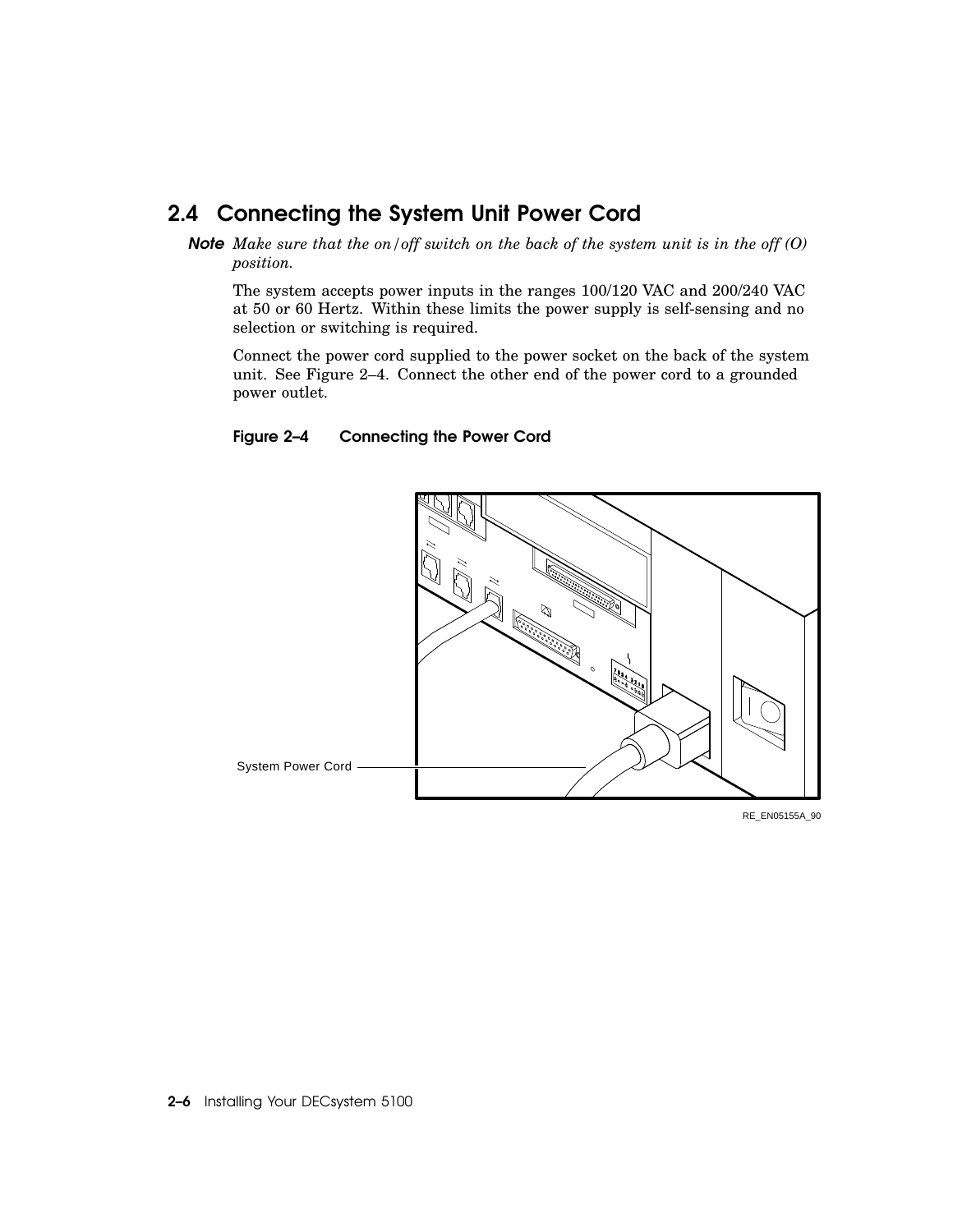## 2.4 Connecting the System Unit Power Cord

**Note** *Make sure that the on/off switch on the back of the system unit is in the off (O) position.*

The system accepts power inputs in the ranges 100/120 VAC and 200/240 VAC at 50 or 60 Hertz. Within these limits the power supply is self-sensing and no selection or switching is required.

Connect the power cord supplied to the power socket on the back of the system unit. See Figure 2–4. Connect the other end of the power cord to a grounded power outlet.

**Figure 2–4 Connecting the Power Cord**

System Power Cord

RE_EN05155A_90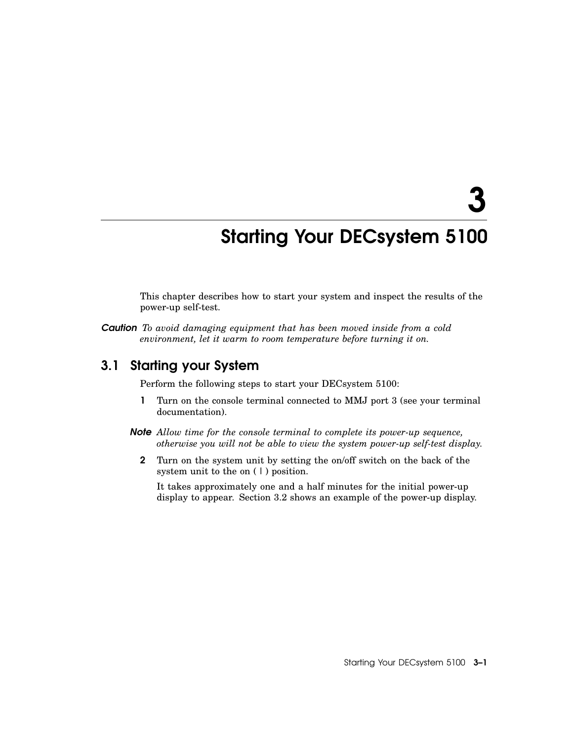# 3 Starting Your DECsystem 5100

This chapter describes how to start your system and inspect the results of the power-up self-test.

***Caution*** *To avoid damaging equipment that has been moved inside from a cold environment, let it warm to room temperature before turning it on.*

## 3.1 Starting your System

Perform the following steps to start your DECsystem 5100:

**1** Turn on the console terminal connected to MMJ port 3 (see your terminal documentation).

***Note*** *Allow time for the console terminal to complete its power-up sequence, otherwise you will not be able to view the system power-up self-test display.*

**2** Turn on the system unit by setting the on/off switch on the back of the system unit to the on ( | ) position.

It takes approximately one and a half minutes for the initial power-up display to appear. Section 3.2 shows an example of the power-up display.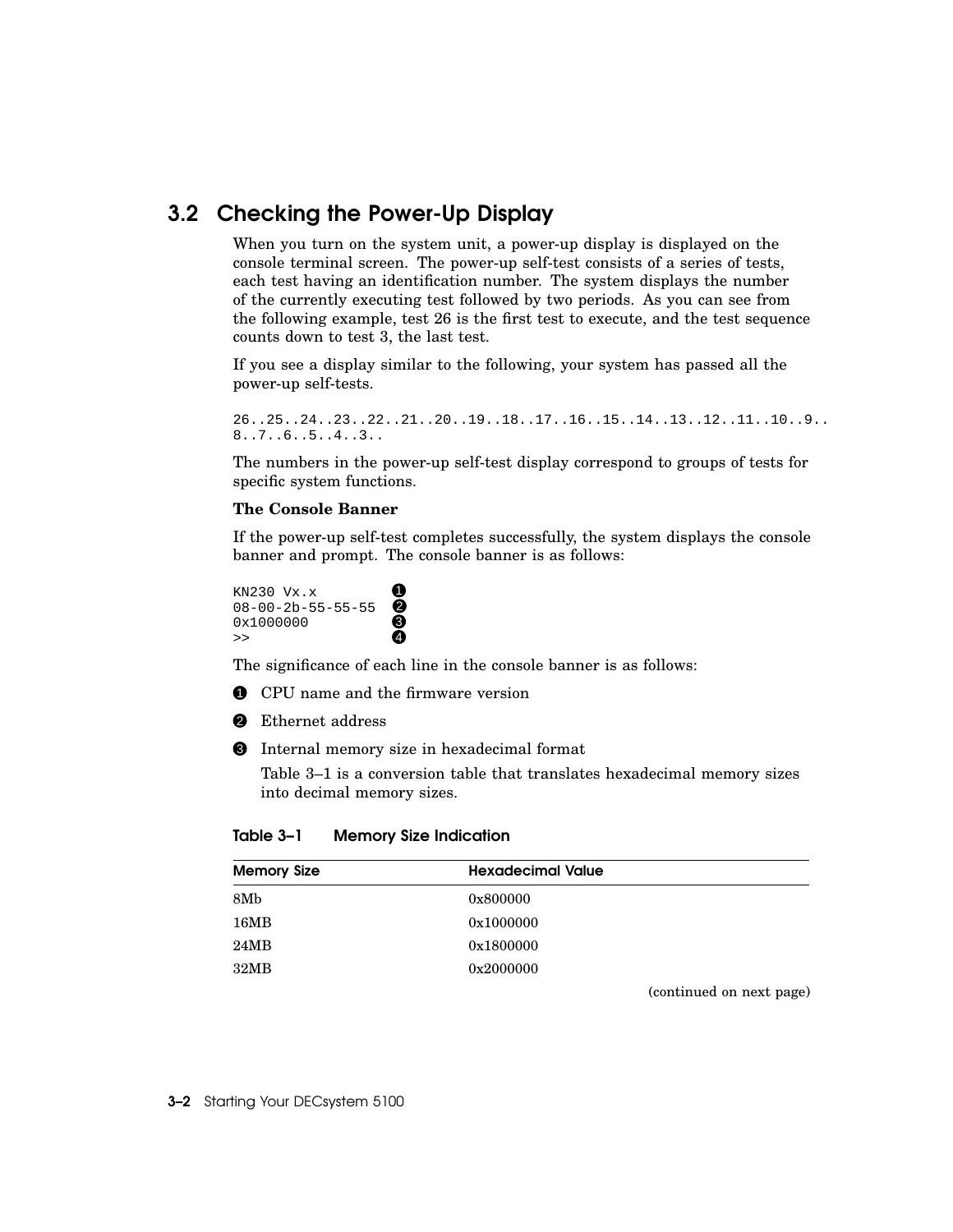## 3.2 Checking the Power-Up Display

When you turn on the system unit, a power-up display is displayed on the console terminal screen. The power-up self-test consists of a series of tests, each test having an identification number. The system displays the number of the currently executing test followed by two periods. As you can see from the following example, test 26 is the first test to execute, and the test sequence counts down to test 3, the last test.

If you see a display similar to the following, your system has passed all the power-up self-tests.

```
26..25..24..23..22..21..20..19..18..17..16..15..14..13..12..11..10..9..
8..7..6..5..4..3..
```

The numbers in the power-up self-test display correspond to groups of tests for specific system functions.

**The Console Banner**

If the power-up self-test completes successfully, the system displays the console banner and prompt. The console banner is as follows:

```
KN230 Vx.x           ❶
08-00-2b-55-55-55    ❷
0x1000000            ❸
>>                   ❹
```

The significance of each line in the console banner is as follows:

❶ CPU name and the firmware version

❷ Ethernet address

❸ Internal memory size in hexadecimal format

Table 3–1 is a conversion table that translates hexadecimal memory sizes into decimal memory sizes.

**Table 3–1 Memory Size Indication**

| Memory Size | Hexadecimal Value |
|---|---|
| 8Mb | 0x800000 |
| 16MB | 0x1000000 |
| 24MB | 0x1800000 |
| 32MB | 0x2000000 |

(continued on next page)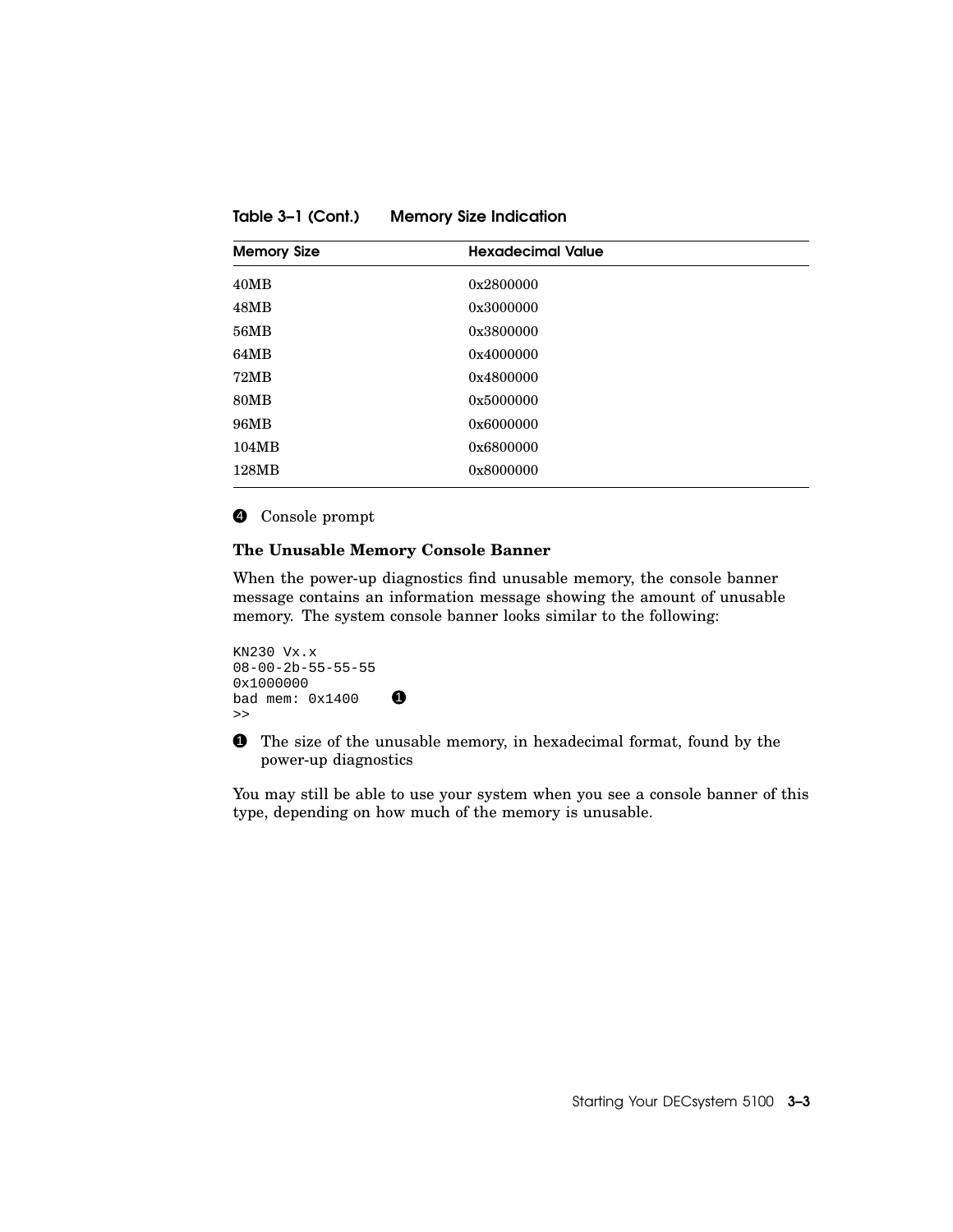**Table 3–1 (Cont.) Memory Size Indication**

| Memory Size | Hexadecimal Value |
|---|---|
| 40MB | 0x2800000 |
| 48MB | 0x3000000 |
| 56MB | 0x3800000 |
| 64MB | 0x4000000 |
| 72MB | 0x4800000 |
| 80MB | 0x5000000 |
| 96MB | 0x6000000 |
| 104MB | 0x6800000 |
| 128MB | 0x8000000 |

❹ Console prompt

### The Unusable Memory Console Banner

When the power-up diagnostics find unusable memory, the console banner message contains an information message showing the amount of unusable memory. The system console banner looks similar to the following:

```
KN230 Vx.x
08-00-2b-55-55-55
0x1000000
bad mem: 0x1400    ❶
>>
```

❶ The size of the unusable memory, in hexadecimal format, found by the power-up diagnostics

You may still be able to use your system when you see a console banner of this type, depending on how much of the memory is unusable.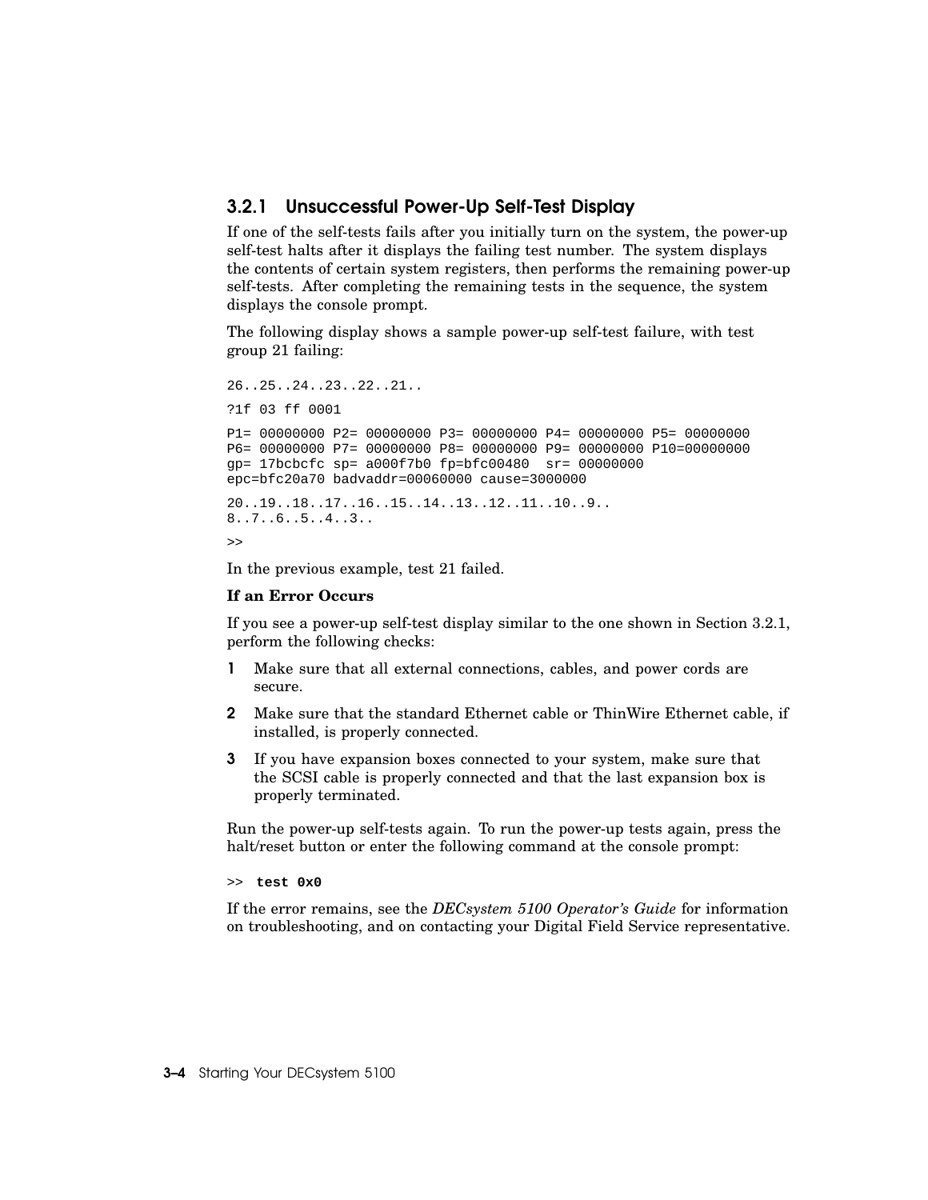### 3.2.1 Unsuccessful Power-Up Self-Test Display

If one of the self-tests fails after you initially turn on the system, the power-up self-test halts after it displays the failing test number. The system displays the contents of certain system registers, then performs the remaining power-up self-tests. After completing the remaining tests in the sequence, the system displays the console prompt.

The following display shows a sample power-up self-test failure, with test group 21 failing:

```
26..25..24..23..22..21..

?1f 03 ff 0001

P1= 00000000 P2= 00000000 P3= 00000000 P4= 00000000 P5= 00000000
P6= 00000000 P7= 00000000 P8= 00000000 P9= 00000000 P10=00000000
gp= 17bcbcfc sp= a000f7b0 fp=bfc00480  sr= 00000000
epc=bfc20a70 badvaddr=00060000 cause=3000000

20..19..18..17..16..15..14..13..12..11..10..9..
8..7..6..5..4..3..

>>
```

In the previous example, test 21 failed.

**If an Error Occurs**

If you see a power-up self-test display similar to the one shown in Section 3.2.1, perform the following checks:

1. Make sure that all external connections, cables, and power cords are secure.
2. Make sure that the standard Ethernet cable or ThinWire Ethernet cable, if installed, is properly connected.
3. If you have expansion boxes connected to your system, make sure that the SCSI cable is properly connected and that the last expansion box is properly terminated.

Run the power-up self-tests again. To run the power-up tests again, press the halt/reset button or enter the following command at the console prompt:

```
>> test 0x0
```

If the error remains, see the *DECsystem 5100 Operator's Guide* for information on troubleshooting, and on contacting your Digital Field Service representative.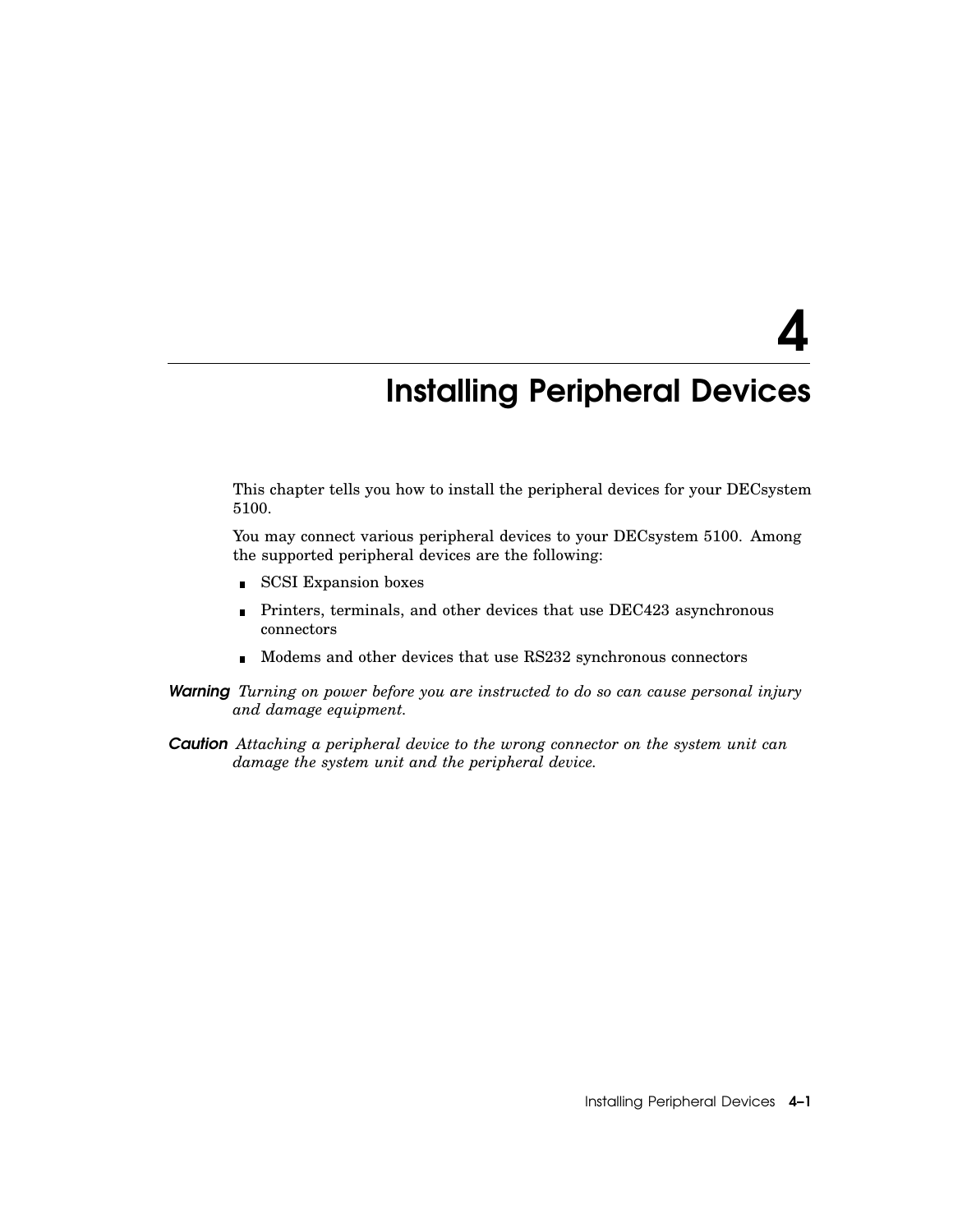# 4 Installing Peripheral Devices

This chapter tells you how to install the peripheral devices for your DECsystem 5100.

You may connect various peripheral devices to your DECsystem 5100. Among the supported peripheral devices are the following:

- SCSI Expansion boxes
- Printers, terminals, and other devices that use DEC423 asynchronous connectors
- Modems and other devices that use RS232 synchronous connectors

***Warning*** *Turning on power before you are instructed to do so can cause personal injury and damage equipment.*

***Caution*** *Attaching a peripheral device to the wrong connector on the system unit can damage the system unit and the peripheral device.*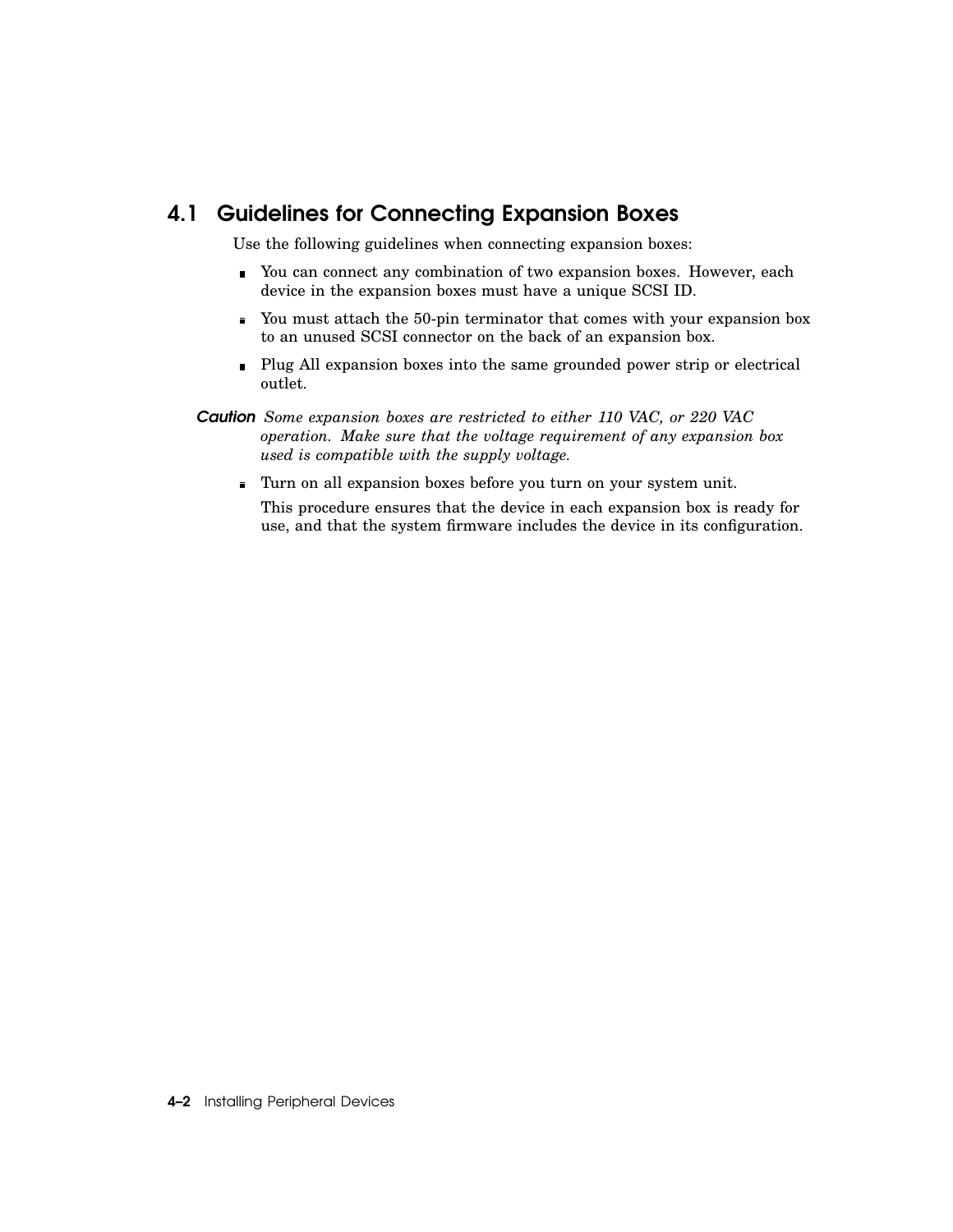## 4.1 Guidelines for Connecting Expansion Boxes

Use the following guidelines when connecting expansion boxes:

- You can connect any combination of two expansion boxes. However, each device in the expansion boxes must have a unique SCSI ID.
- You must attach the 50-pin terminator that comes with your expansion box to an unused SCSI connector on the back of an expansion box.
- Plug All expansion boxes into the same grounded power strip or electrical outlet.

**Caution** *Some expansion boxes are restricted to either 110 VAC, or 220 VAC operation. Make sure that the voltage requirement of any expansion box used is compatible with the supply voltage.*

- Turn on all expansion boxes before you turn on your system unit.

  This procedure ensures that the device in each expansion box is ready for use, and that the system firmware includes the device in its configuration.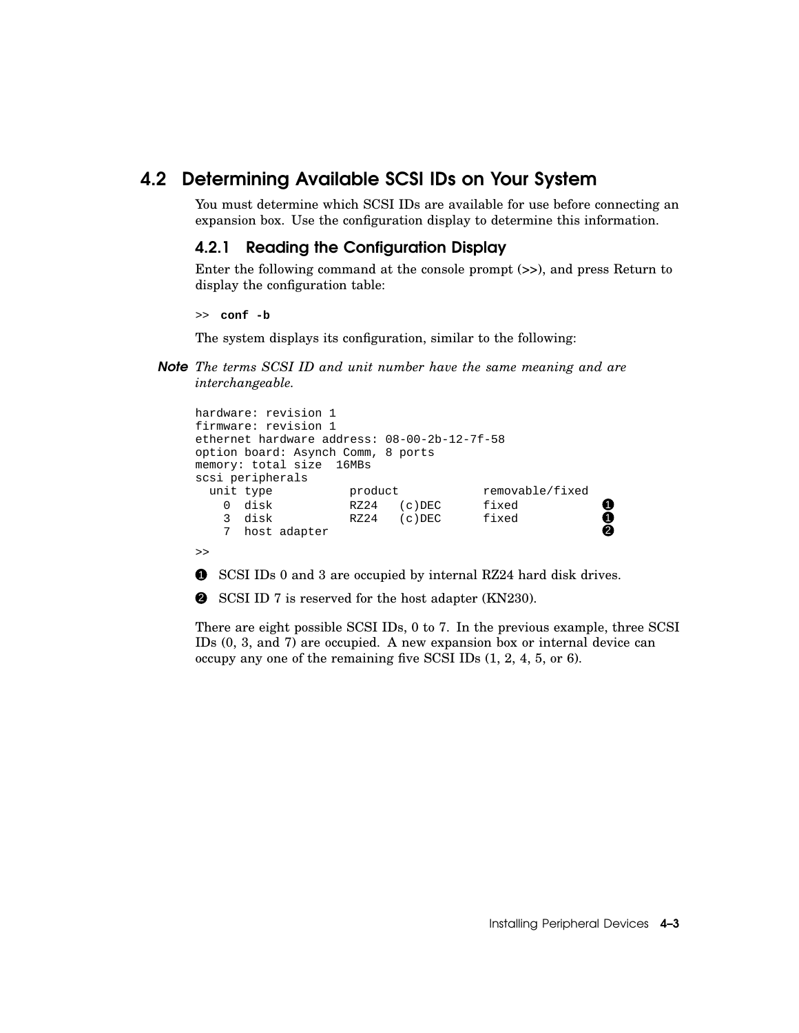## 4.2 Determining Available SCSI IDs on Your System

You must determine which SCSI IDs are available for use before connecting an expansion box. Use the configuration display to determine this information.

### 4.2.1 Reading the Configuration Display

Enter the following command at the console prompt (>>), and press Return to display the configuration table:

```
>> conf -b
```

The system displays its configuration, similar to the following:

**Note** *The terms SCSI ID and unit number have the same meaning and are interchangeable.*

```
hardware: revision 1
firmware: revision 1
ethernet hardware address: 08-00-2b-12-7f-58
option board: Asynch Comm, 8 ports
memory: total size  16MBs
scsi peripherals
  unit type          product          removable/fixed
    0  disk          RZ24   (c)DEC      fixed            ❶
    3  disk          RZ24   (c)DEC      fixed            ❶
    7  host adapter                                      ❷
>>
```

❶ SCSI IDs 0 and 3 are occupied by internal RZ24 hard disk drives.

❷ SCSI ID 7 is reserved for the host adapter (KN230).

There are eight possible SCSI IDs, 0 to 7. In the previous example, three SCSI IDs (0, 3, and 7) are occupied. A new expansion box or internal device can occupy any one of the remaining five SCSI IDs (1, 2, 4, 5, or 6).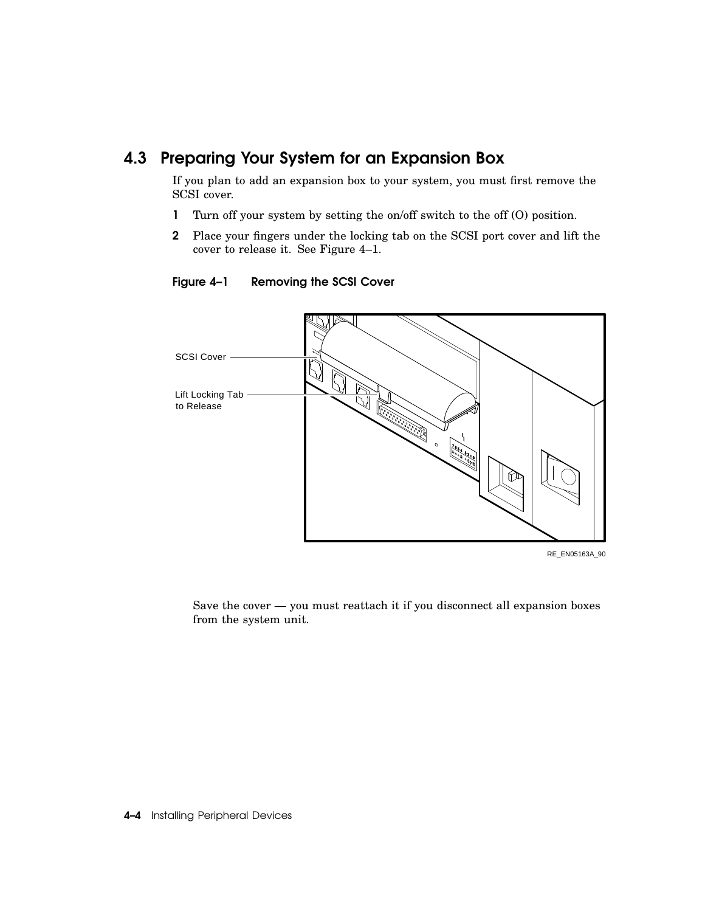## 4.3 Preparing Your System for an Expansion Box

If you plan to add an expansion box to your system, you must first remove the SCSI cover.

1. Turn off your system by setting the on/off switch to the off (O) position.
2. Place your fingers under the locking tab on the SCSI port cover and lift the cover to release it. See Figure 4–1.

**Figure 4–1 Removing the SCSI Cover**

SCSI Cover

Lift Locking Tab to Release

RE_EN05163A_90

Save the cover — you must reattach it if you disconnect all expansion boxes from the system unit.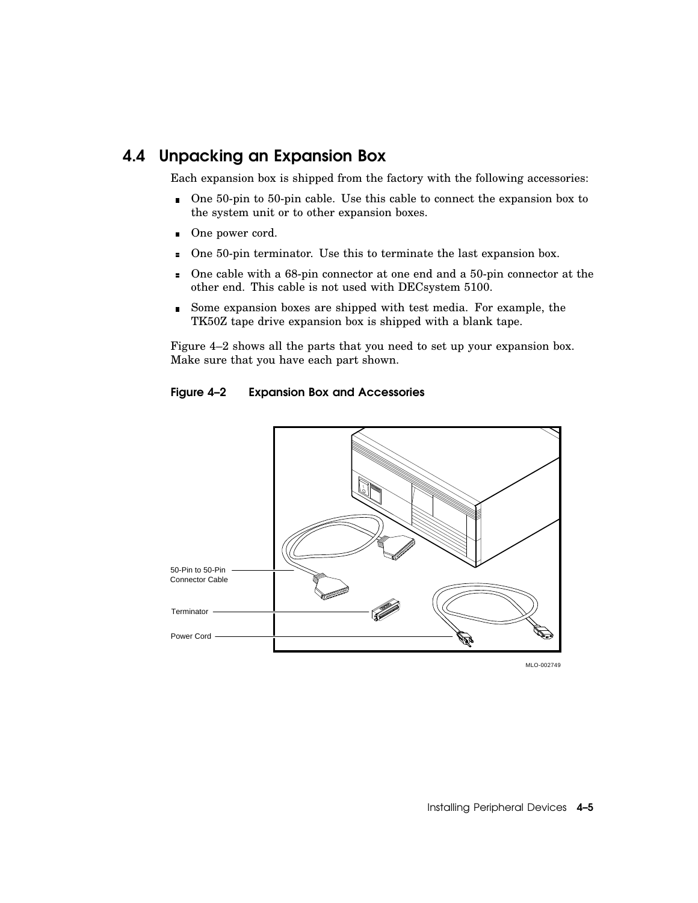## 4.4 Unpacking an Expansion Box

Each expansion box is shipped from the factory with the following accessories:

- One 50-pin to 50-pin cable. Use this cable to connect the expansion box to the system unit or to other expansion boxes.
- One power cord.
- One 50-pin terminator. Use this to terminate the last expansion box.
- One cable with a 68-pin connector at one end and a 50-pin connector at the other end. This cable is not used with DECsystem 5100.
- Some expansion boxes are shipped with test media. For example, the TK50Z tape drive expansion box is shipped with a blank tape.

Figure 4–2 shows all the parts that you need to set up your expansion box. Make sure that you have each part shown.

**Figure 4–2 Expansion Box and Accessories**

50-Pin to 50-Pin Connector Cable

Terminator

Power Cord

MLO-002749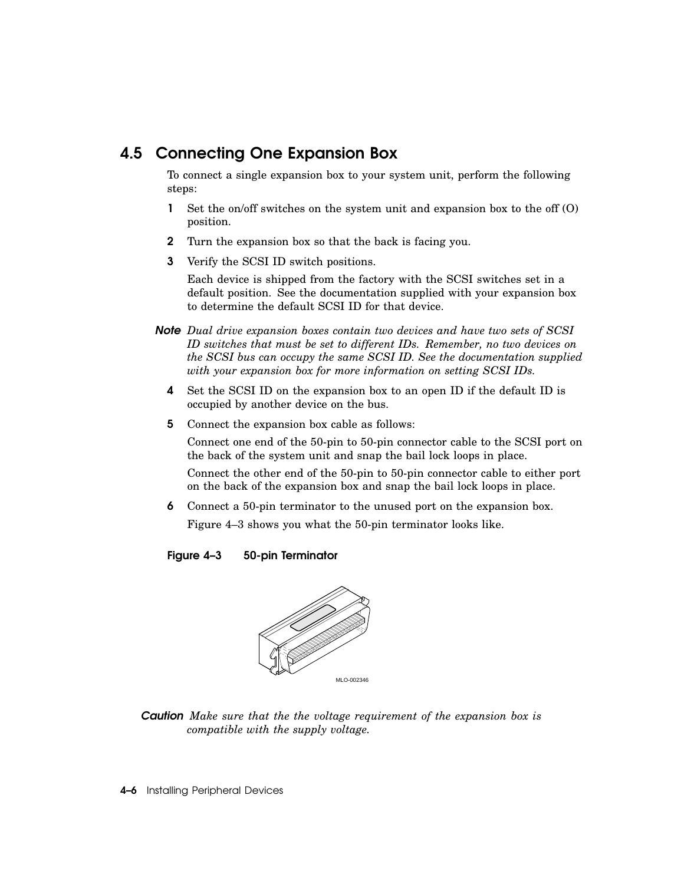## 4.5 Connecting One Expansion Box

To connect a single expansion box to your system unit, perform the following steps:

1. Set the on/off switches on the system unit and expansion box to the off (O) position.
2. Turn the expansion box so that the back is facing you.
3. Verify the SCSI ID switch positions.

   Each device is shipped from the factory with the SCSI switches set in a default position. See the documentation supplied with your expansion box to determine the default SCSI ID for that device.

**Note** *Dual drive expansion boxes contain two devices and have two sets of SCSI ID switches that must be set to different IDs. Remember, no two devices on the SCSI bus can occupy the same SCSI ID. See the documentation supplied with your expansion box for more information on setting SCSI IDs.*

4. Set the SCSI ID on the expansion box to an open ID if the default ID is occupied by another device on the bus.
5. Connect the expansion box cable as follows:

   Connect one end of the 50-pin to 50-pin connector cable to the SCSI port on the back of the system unit and snap the bail lock loops in place.

   Connect the other end of the 50-pin to 50-pin connector cable to either port on the back of the expansion box and snap the bail lock loops in place.
6. Connect a 50-pin terminator to the unused port on the expansion box.

   Figure 4–3 shows you what the 50-pin terminator looks like.

**Figure 4–3 50-pin Terminator**

MLO-002346

**Caution** *Make sure that the the voltage requirement of the expansion box is compatible with the supply voltage.*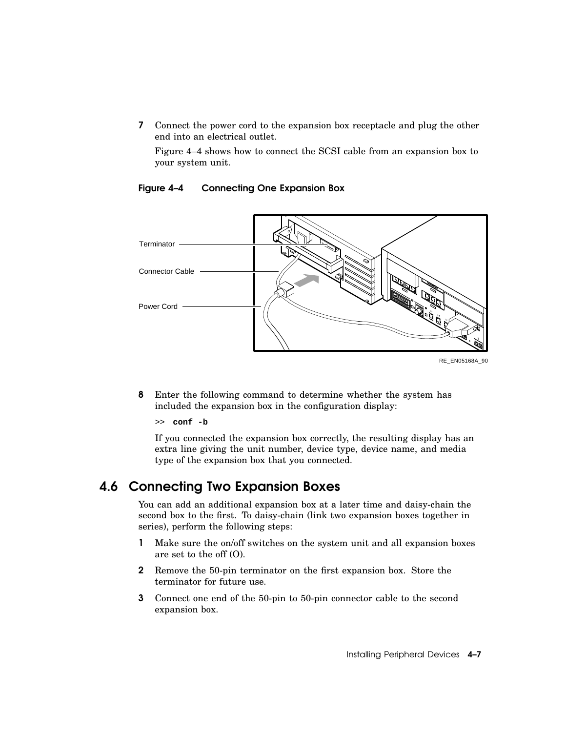7 Connect the power cord to the expansion box receptacle and plug the other end into an electrical outlet.

   Figure 4–4 shows how to connect the SCSI cable from an expansion box to your system unit.

**Figure 4–4 Connecting One Expansion Box**

Terminator

Connector Cable

Power Cord

RE_EN05168A_90

8 Enter the following command to determine whether the system has included the expansion box in the configuration display:

   `>> conf -b`

   If you connected the expansion box correctly, the resulting display has an extra line giving the unit number, device type, device name, and media type of the expansion box that you connected.

## 4.6 Connecting Two Expansion Boxes

You can add an additional expansion box at a later time and daisy-chain the second box to the first. To daisy-chain (link two expansion boxes together in series), perform the following steps:

1 Make sure the on/off switches on the system unit and all expansion boxes are set to the off (O).

2 Remove the 50-pin terminator on the first expansion box. Store the terminator for future use.

3 Connect one end of the 50-pin to 50-pin connector cable to the second expansion box.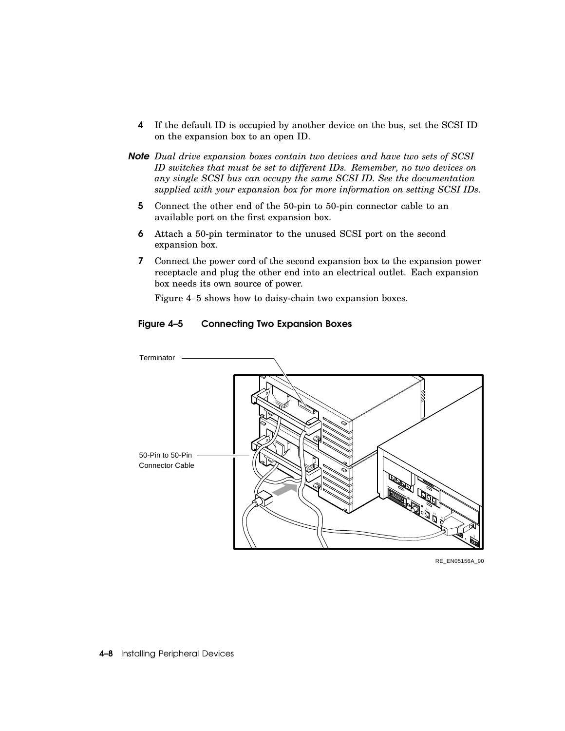4 If the default ID is occupied by another device on the bus, set the SCSI ID on the expansion box to an open ID.

**Note** *Dual drive expansion boxes contain two devices and have two sets of SCSI ID switches that must be set to different IDs. Remember, no two devices on any single SCSI bus can occupy the same SCSI ID. See the documentation supplied with your expansion box for more information on setting SCSI IDs.*

5 Connect the other end of the 50-pin to 50-pin connector cable to an available port on the first expansion box.

6 Attach a 50-pin terminator to the unused SCSI port on the second expansion box.

7 Connect the power cord of the second expansion box to the expansion power receptacle and plug the other end into an electrical outlet. Each expansion box needs its own source of power.

Figure 4–5 shows how to daisy-chain two expansion boxes.

**Figure 4–5 Connecting Two Expansion Boxes**

Terminator

50-Pin to 50-Pin Connector Cable

RE_EN05156A_90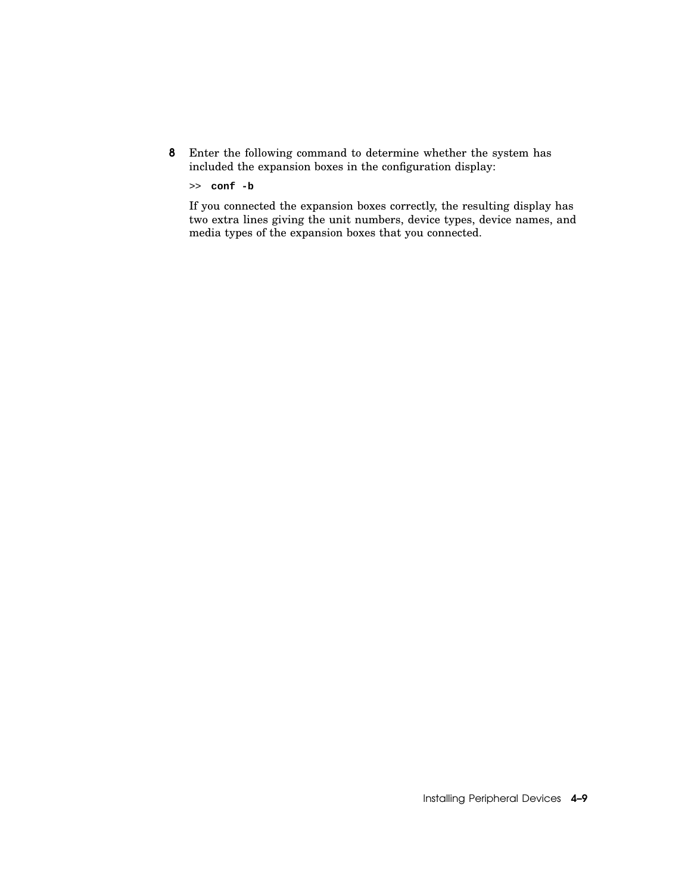8 Enter the following command to determine whether the system has included the expansion boxes in the configuration display:

```
>> conf -b
```

If you connected the expansion boxes correctly, the resulting display has two extra lines giving the unit numbers, device types, device names, and media types of the expansion boxes that you connected.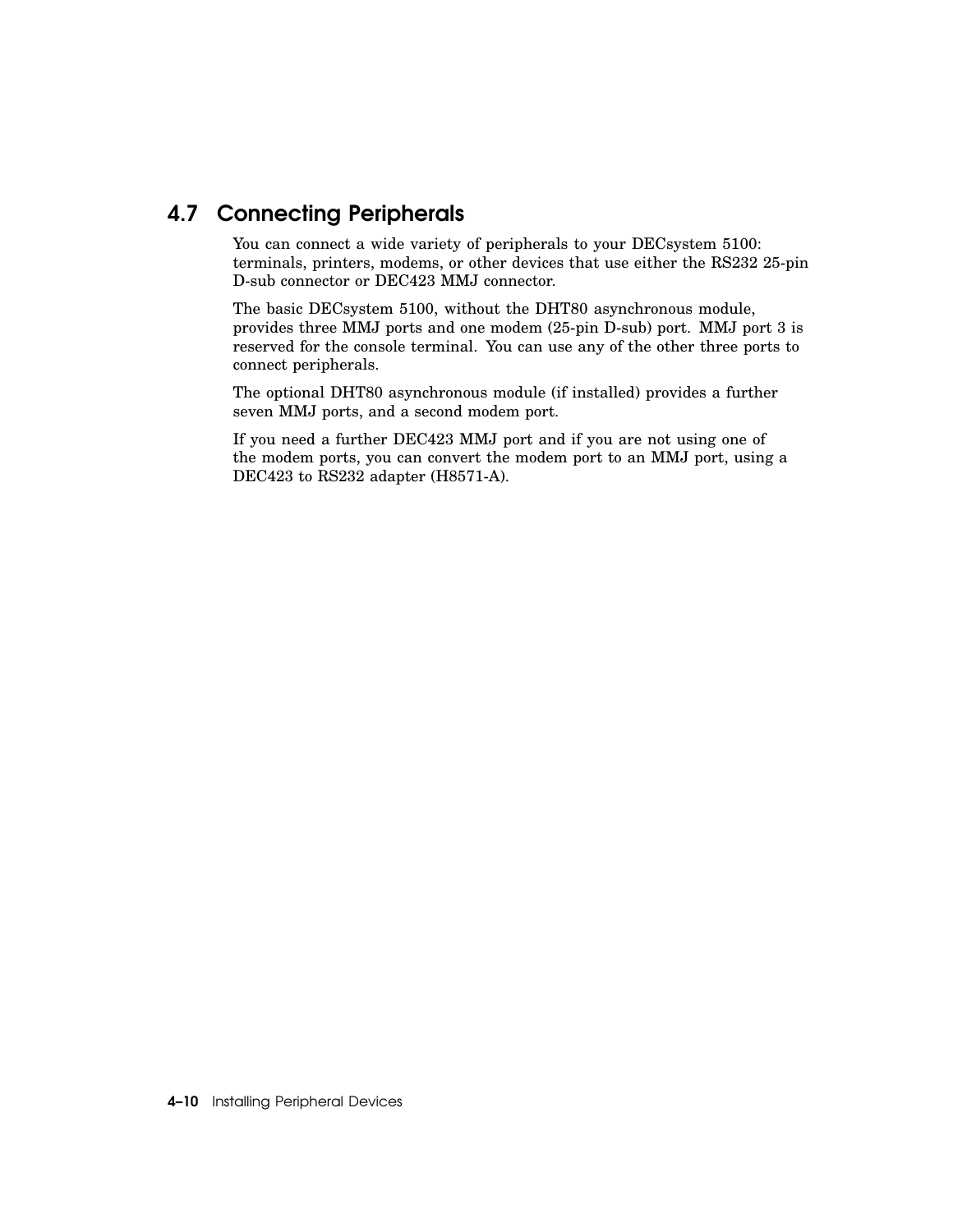## 4.7 Connecting Peripherals

You can connect a wide variety of peripherals to your DECsystem 5100: terminals, printers, modems, or other devices that use either the RS232 25-pin D-sub connector or DEC423 MMJ connector.

The basic DECsystem 5100, without the DHT80 asynchronous module, provides three MMJ ports and one modem (25-pin D-sub) port. MMJ port 3 is reserved for the console terminal. You can use any of the other three ports to connect peripherals.

The optional DHT80 asynchronous module (if installed) provides a further seven MMJ ports, and a second modem port.

If you need a further DEC423 MMJ port and if you are not using one of the modem ports, you can convert the modem port to an MMJ port, using a DEC423 to RS232 adapter (H8571-A).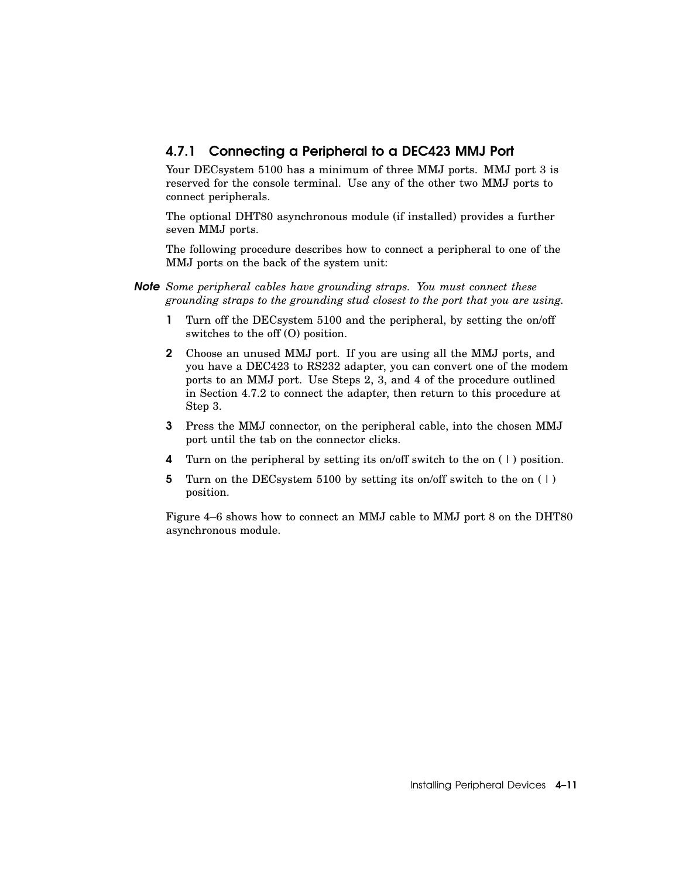### 4.7.1 Connecting a Peripheral to a DEC423 MMJ Port

Your DECsystem 5100 has a minimum of three MMJ ports. MMJ port 3 is reserved for the console terminal. Use any of the other two MMJ ports to connect peripherals.

The optional DHT80 asynchronous module (if installed) provides a further seven MMJ ports.

The following procedure describes how to connect a peripheral to one of the MMJ ports on the back of the system unit:

**Note** *Some peripheral cables have grounding straps. You must connect these grounding straps to the grounding stud closest to the port that you are using.*

1. Turn off the DECsystem 5100 and the peripheral, by setting the on/off switches to the off (O) position.
2. Choose an unused MMJ port. If you are using all the MMJ ports, and you have a DEC423 to RS232 adapter, you can convert one of the modem ports to an MMJ port. Use Steps 2, 3, and 4 of the procedure outlined in Section 4.7.2 to connect the adapter, then return to this procedure at Step 3.
3. Press the MMJ connector, on the peripheral cable, into the chosen MMJ port until the tab on the connector clicks.
4. Turn on the peripheral by setting its on/off switch to the on ( | ) position.
5. Turn on the DECsystem 5100 by setting its on/off switch to the on ( | ) position.

Figure 4–6 shows how to connect an MMJ cable to MMJ port 8 on the DHT80 asynchronous module.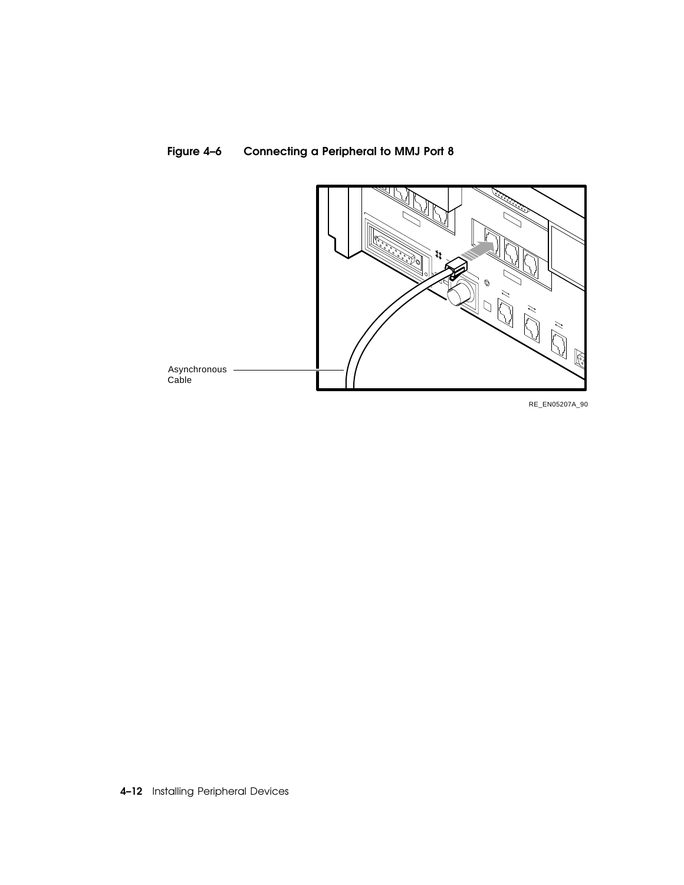**Figure 4–6 Connecting a Peripheral to MMJ Port 8**

Asynchronous Cable

RE_EN05207A_90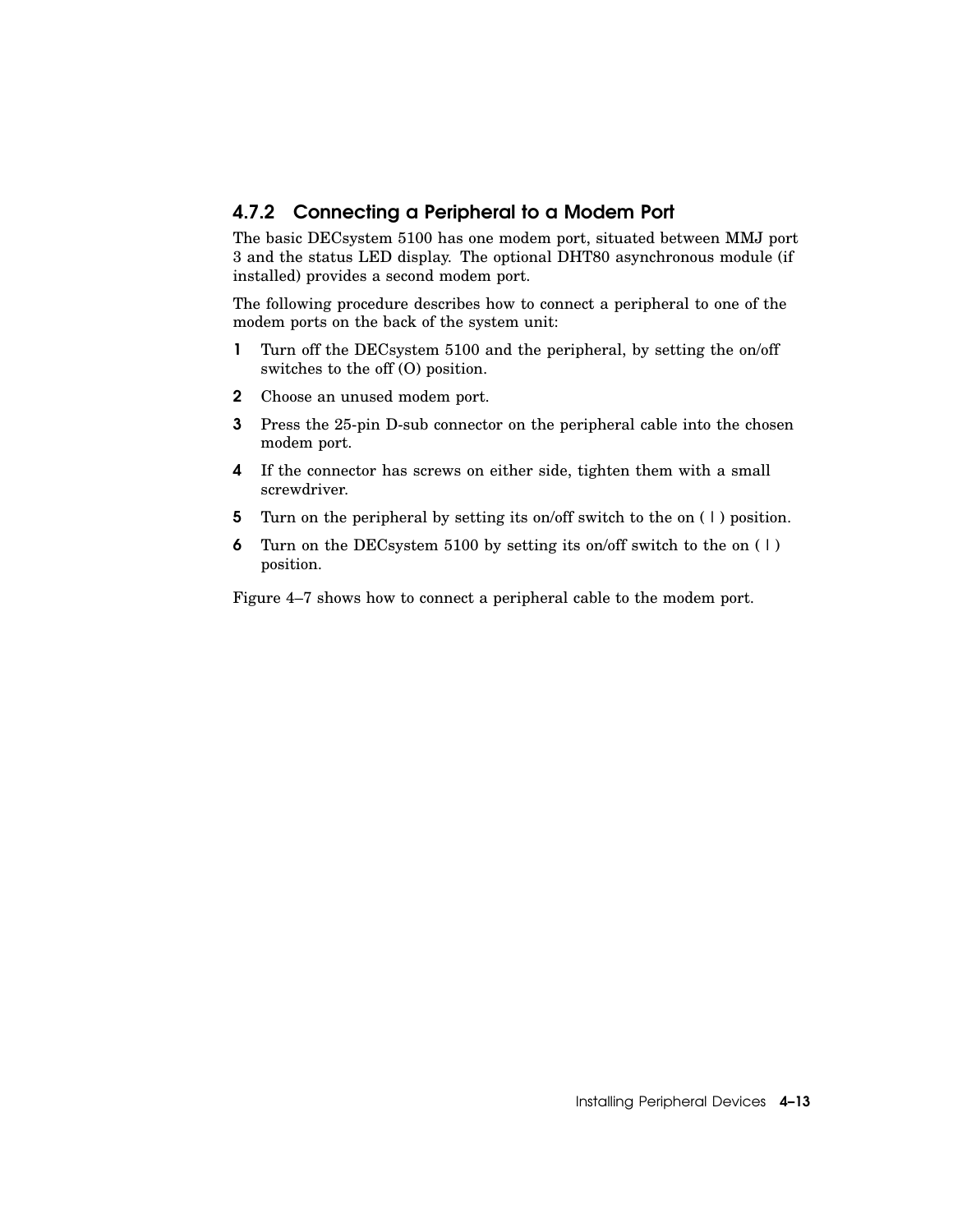### 4.7.2 Connecting a Peripheral to a Modem Port

The basic DECsystem 5100 has one modem port, situated between MMJ port 3 and the status LED display. The optional DHT80 asynchronous module (if installed) provides a second modem port.

The following procedure describes how to connect a peripheral to one of the modem ports on the back of the system unit:

1. Turn off the DECsystem 5100 and the peripheral, by setting the on/off switches to the off (O) position.
2. Choose an unused modem port.
3. Press the 25-pin D-sub connector on the peripheral cable into the chosen modem port.
4. If the connector has screws on either side, tighten them with a small screwdriver.
5. Turn on the peripheral by setting its on/off switch to the on ( | ) position.
6. Turn on the DECsystem 5100 by setting its on/off switch to the on ( | ) position.

Figure 4–7 shows how to connect a peripheral cable to the modem port.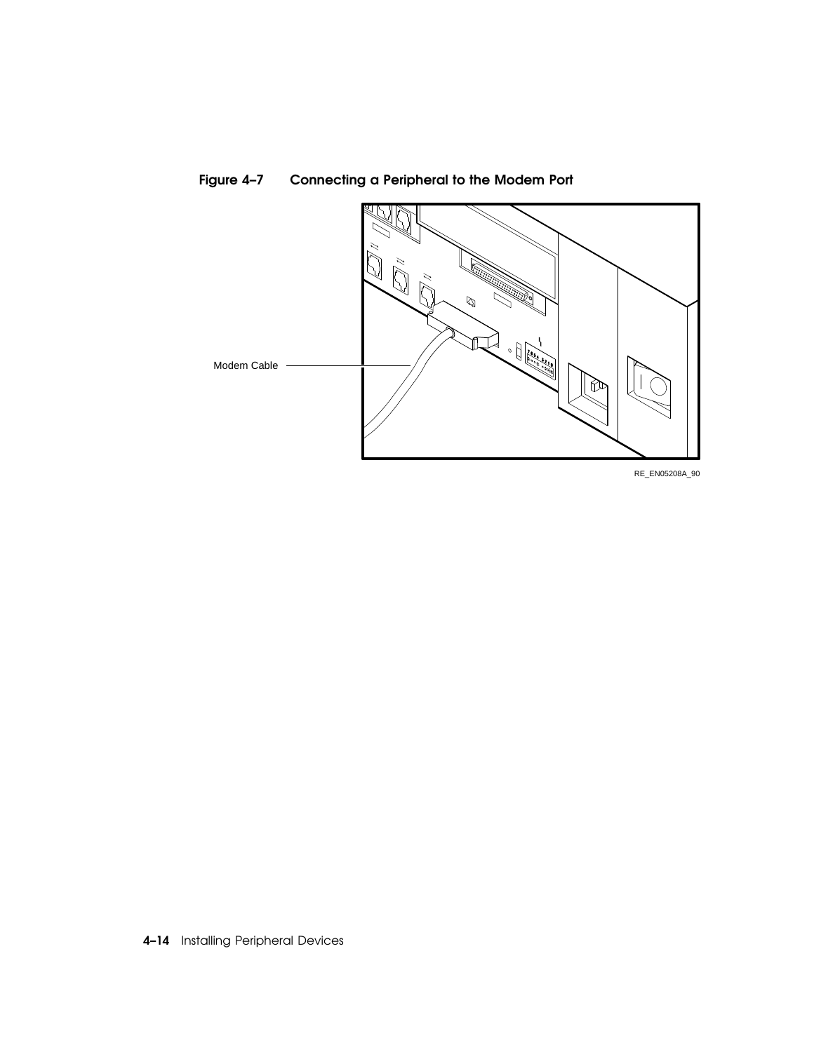**Figure 4–7 Connecting a Peripheral to the Modem Port**

Modem Cable

RE_EN05208A_90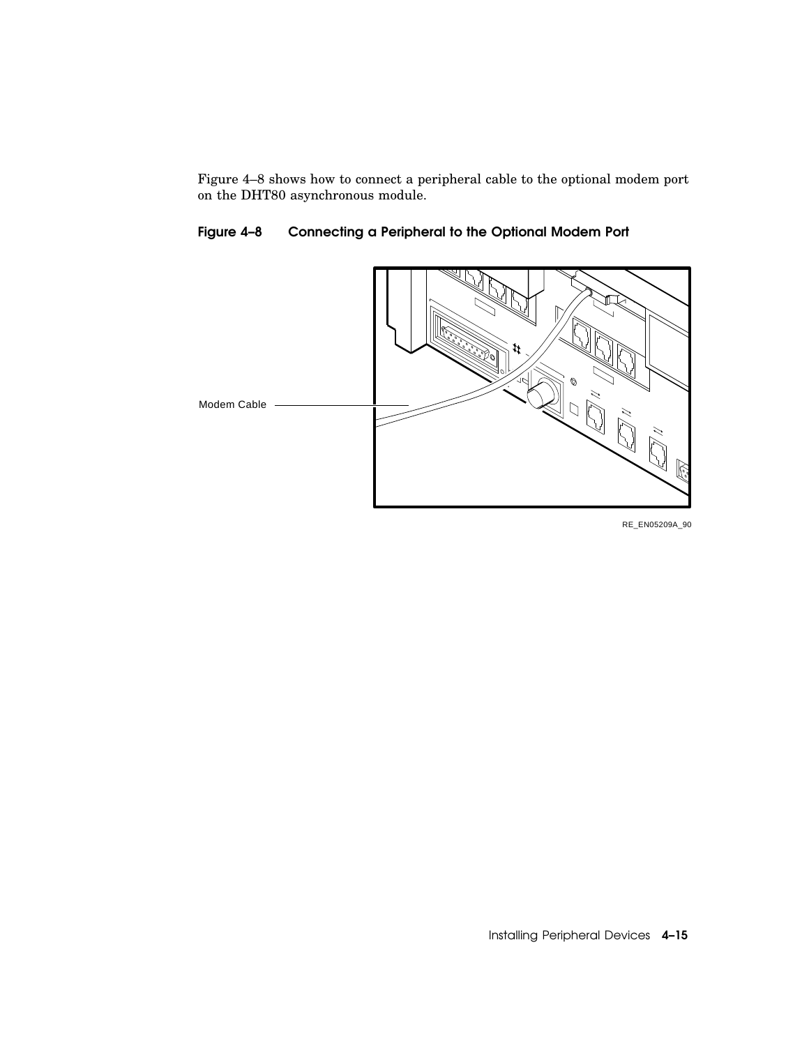Figure 4–8 shows how to connect a peripheral cable to the optional modem port on the DHT80 asynchronous module.

**Figure 4–8 Connecting a Peripheral to the Optional Modem Port**

Modem Cable

RE_EN05209A_90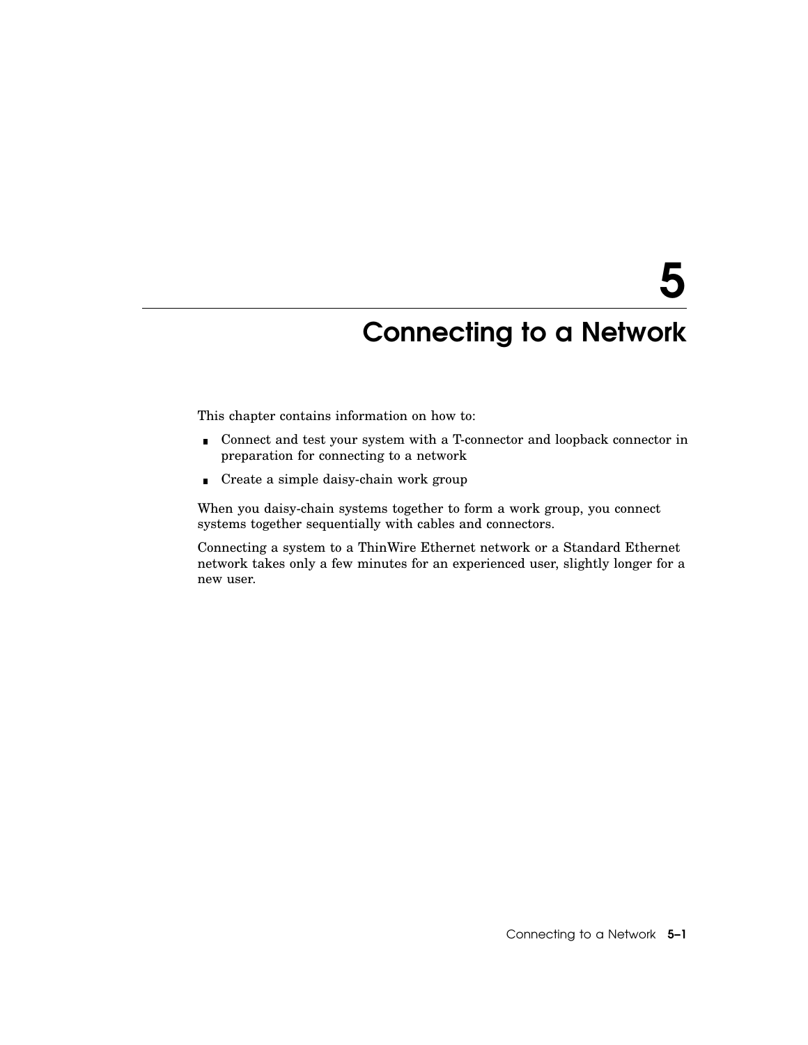# 5 Connecting to a Network

This chapter contains information on how to:

- Connect and test your system with a T-connector and loopback connector in preparation for connecting to a network
- Create a simple daisy-chain work group

When you daisy-chain systems together to form a work group, you connect systems together sequentially with cables and connectors.

Connecting a system to a ThinWire Ethernet network or a Standard Ethernet network takes only a few minutes for an experienced user, slightly longer for a new user.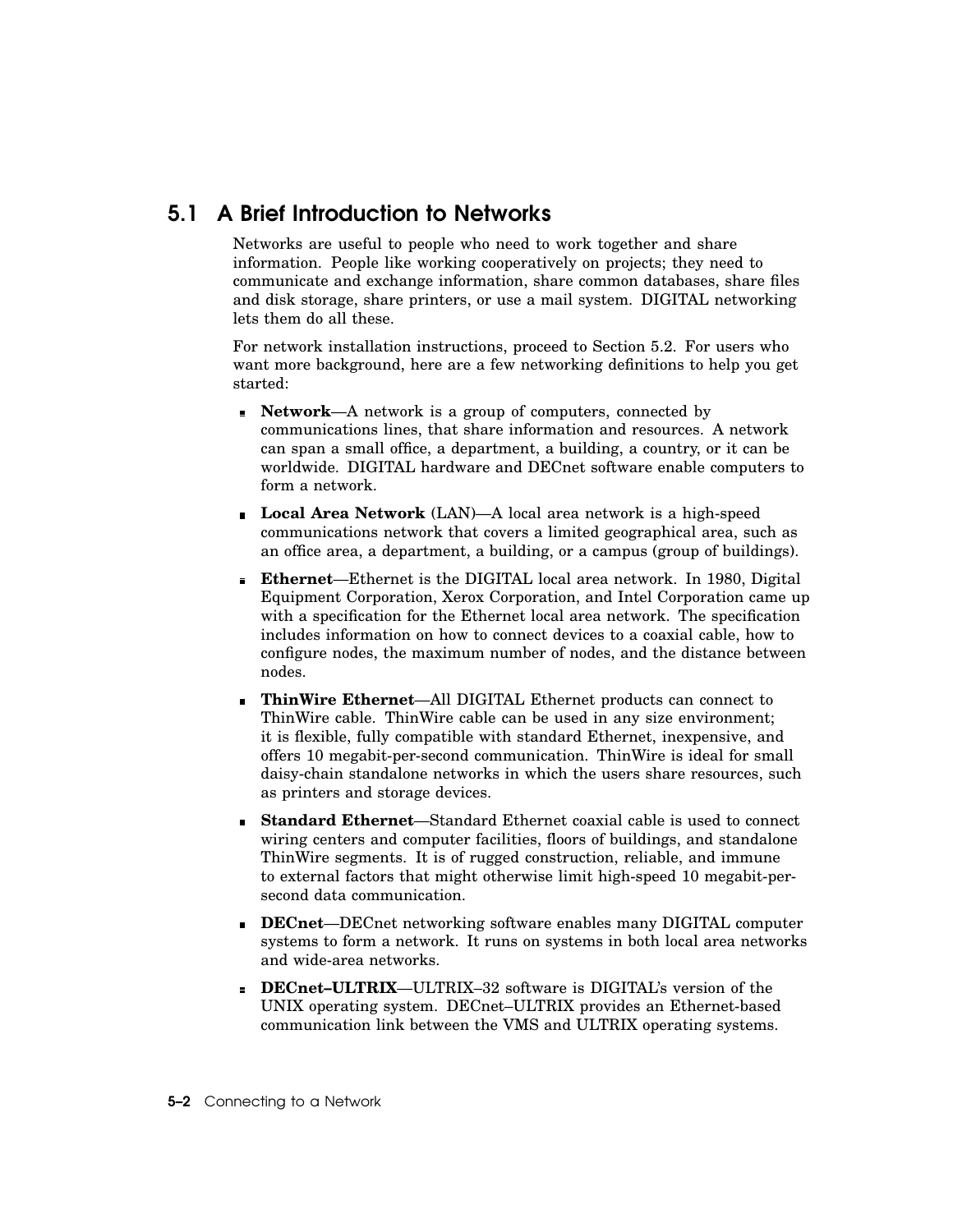## 5.1 A Brief Introduction to Networks

Networks are useful to people who need to work together and share information. People like working cooperatively on projects; they need to communicate and exchange information, share common databases, share files and disk storage, share printers, or use a mail system. DIGITAL networking lets them do all these.

For network installation instructions, proceed to Section 5.2. For users who want more background, here are a few networking definitions to help you get started:

- **Network**—A network is a group of computers, connected by communications lines, that share information and resources. A network can span a small office, a department, a building, a country, or it can be worldwide. DIGITAL hardware and DECnet software enable computers to form a network.
- **Local Area Network** (LAN)—A local area network is a high-speed communications network that covers a limited geographical area, such as an office area, a department, a building, or a campus (group of buildings).
- **Ethernet**—Ethernet is the DIGITAL local area network. In 1980, Digital Equipment Corporation, Xerox Corporation, and Intel Corporation came up with a specification for the Ethernet local area network. The specification includes information on how to connect devices to a coaxial cable, how to configure nodes, the maximum number of nodes, and the distance between nodes.
- **ThinWire Ethernet**—All DIGITAL Ethernet products can connect to ThinWire cable. ThinWire cable can be used in any size environment; it is flexible, fully compatible with standard Ethernet, inexpensive, and offers 10 megabit-per-second communication. ThinWire is ideal for small daisy-chain standalone networks in which the users share resources, such as printers and storage devices.
- **Standard Ethernet**—Standard Ethernet coaxial cable is used to connect wiring centers and computer facilities, floors of buildings, and standalone ThinWire segments. It is of rugged construction, reliable, and immune to external factors that might otherwise limit high-speed 10 megabit-per-second data communication.
- **DECnet**—DECnet networking software enables many DIGITAL computer systems to form a network. It runs on systems in both local area networks and wide-area networks.
- **DECnet–ULTRIX**—ULTRIX–32 software is DIGITAL's version of the UNIX operating system. DECnet–ULTRIX provides an Ethernet-based communication link between the VMS and ULTRIX operating systems.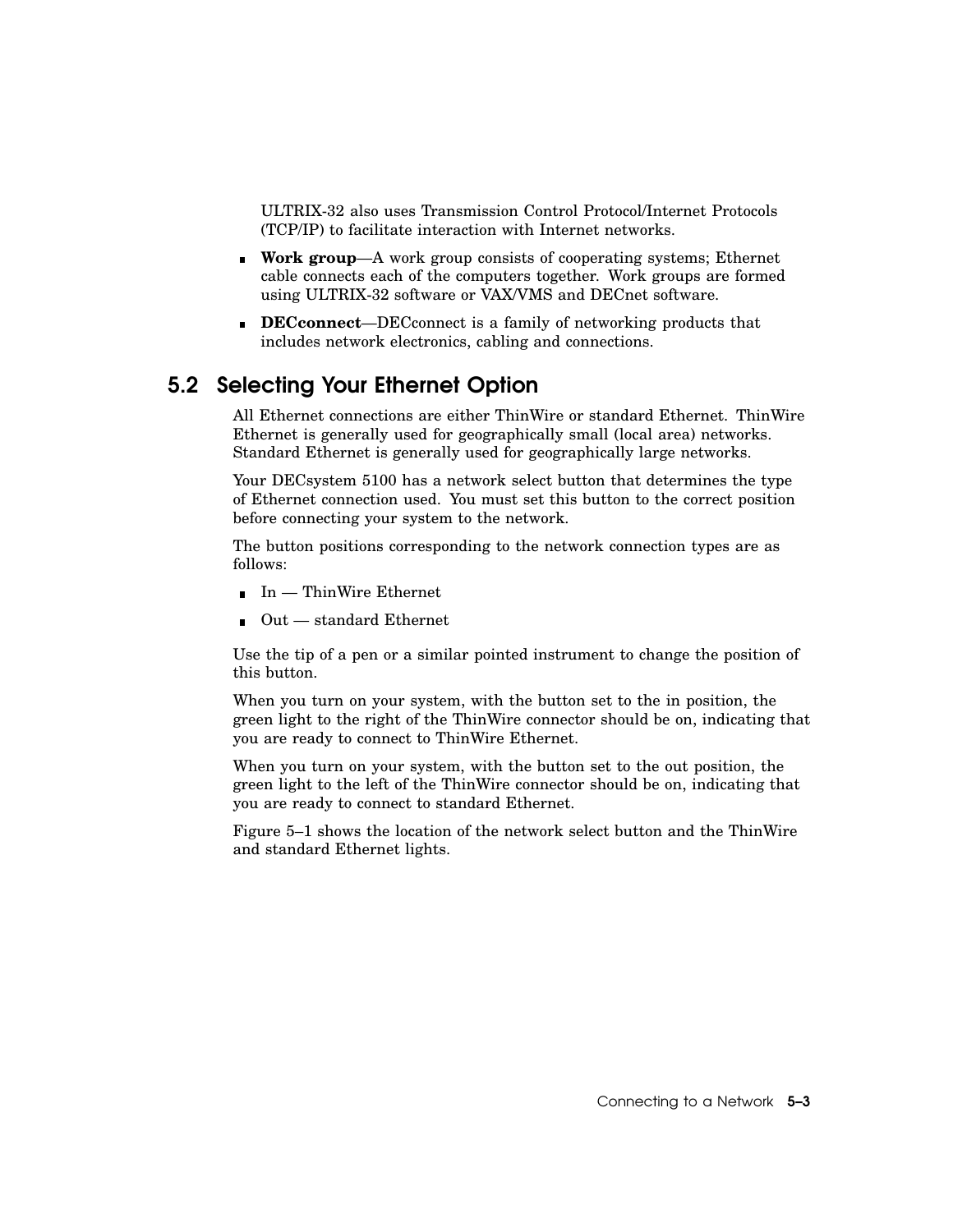ULTRIX-32 also uses Transmission Control Protocol/Internet Protocols (TCP/IP) to facilitate interaction with Internet networks.

- **Work group**—A work group consists of cooperating systems; Ethernet cable connects each of the computers together. Work groups are formed using ULTRIX-32 software or VAX/VMS and DECnet software.
- **DECconnect**—DECconnect is a family of networking products that includes network electronics, cabling and connections.

## 5.2 Selecting Your Ethernet Option

All Ethernet connections are either ThinWire or standard Ethernet. ThinWire Ethernet is generally used for geographically small (local area) networks. Standard Ethernet is generally used for geographically large networks.

Your DECsystem 5100 has a network select button that determines the type of Ethernet connection used. You must set this button to the correct position before connecting your system to the network.

The button positions corresponding to the network connection types are as follows:

- In — ThinWire Ethernet
- Out — standard Ethernet

Use the tip of a pen or a similar pointed instrument to change the position of this button.

When you turn on your system, with the button set to the in position, the green light to the right of the ThinWire connector should be on, indicating that you are ready to connect to ThinWire Ethernet.

When you turn on your system, with the button set to the out position, the green light to the left of the ThinWire connector should be on, indicating that you are ready to connect to standard Ethernet.

Figure 5–1 shows the location of the network select button and the ThinWire and standard Ethernet lights.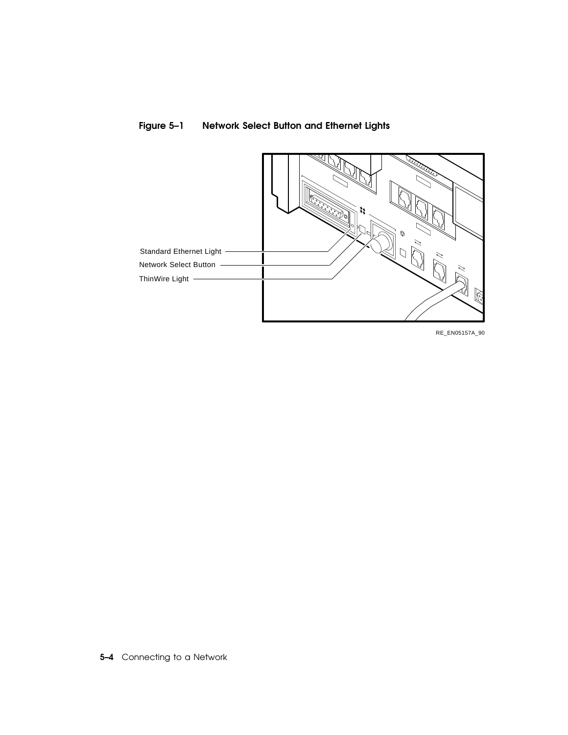**Figure 5–1 Network Select Button and Ethernet Lights**

Standard Ethernet Light

Network Select Button

ThinWire Light

RE_EN05157A_90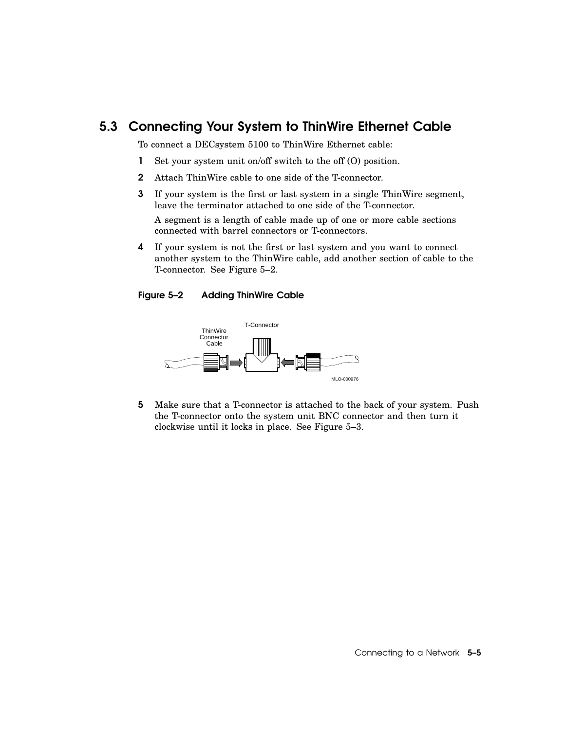## 5.3 Connecting Your System to ThinWire Ethernet Cable

To connect a DECsystem 5100 to ThinWire Ethernet cable:

1. Set your system unit on/off switch to the off (O) position.
2. Attach ThinWire cable to one side of the T-connector.
3. If your system is the first or last system in a single ThinWire segment, leave the terminator attached to one side of the T-connector.

   A segment is a length of cable made up of one or more cable sections connected with barrel connectors or T-connectors.
4. If your system is not the first or last system and you want to connect another system to the ThinWire cable, add another section of cable to the T-connector. See Figure 5–2.

**Figure 5–2 Adding ThinWire Cable**

5. Make sure that a T-connector is attached to the back of your system. Push the T-connector onto the system unit BNC connector and then turn it clockwise until it locks in place. See Figure 5–3.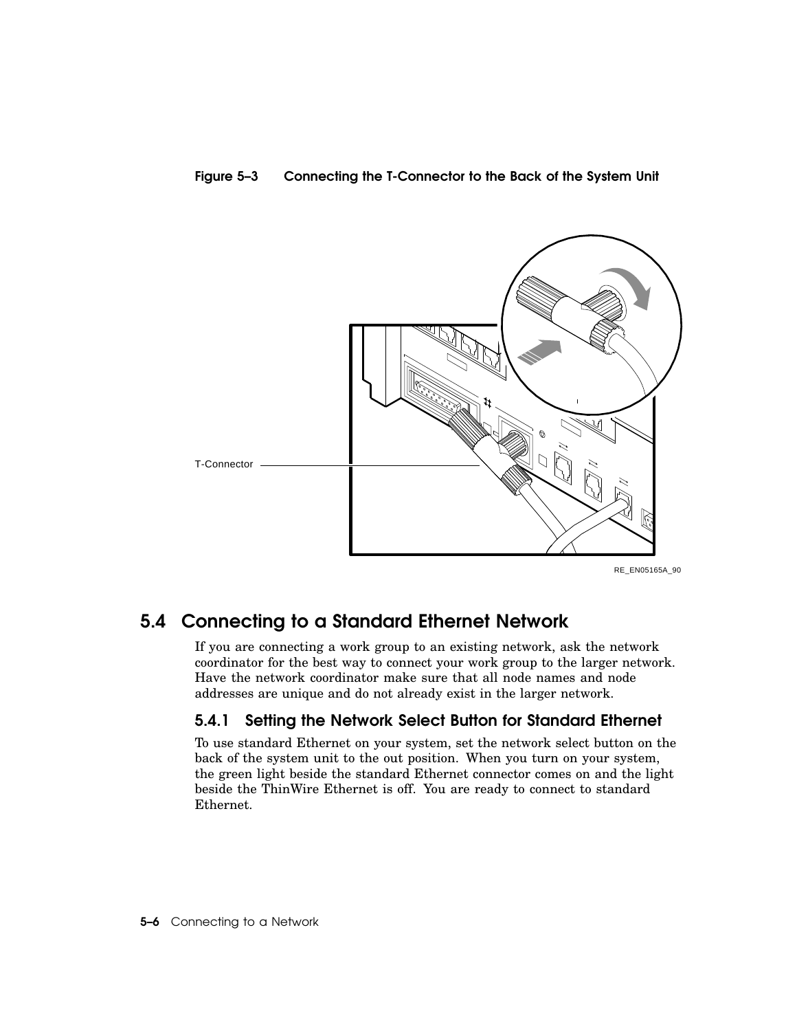**Figure 5–3 Connecting the T-Connector to the Back of the System Unit**

T-Connector

RE_EN05165A_90

## 5.4 Connecting to a Standard Ethernet Network

If you are connecting a work group to an existing network, ask the network coordinator for the best way to connect your work group to the larger network. Have the network coordinator make sure that all node names and node addresses are unique and do not already exist in the larger network.

### 5.4.1 Setting the Network Select Button for Standard Ethernet

To use standard Ethernet on your system, set the network select button on the back of the system unit to the out position. When you turn on your system, the green light beside the standard Ethernet connector comes on and the light beside the ThinWire Ethernet is off. You are ready to connect to standard Ethernet.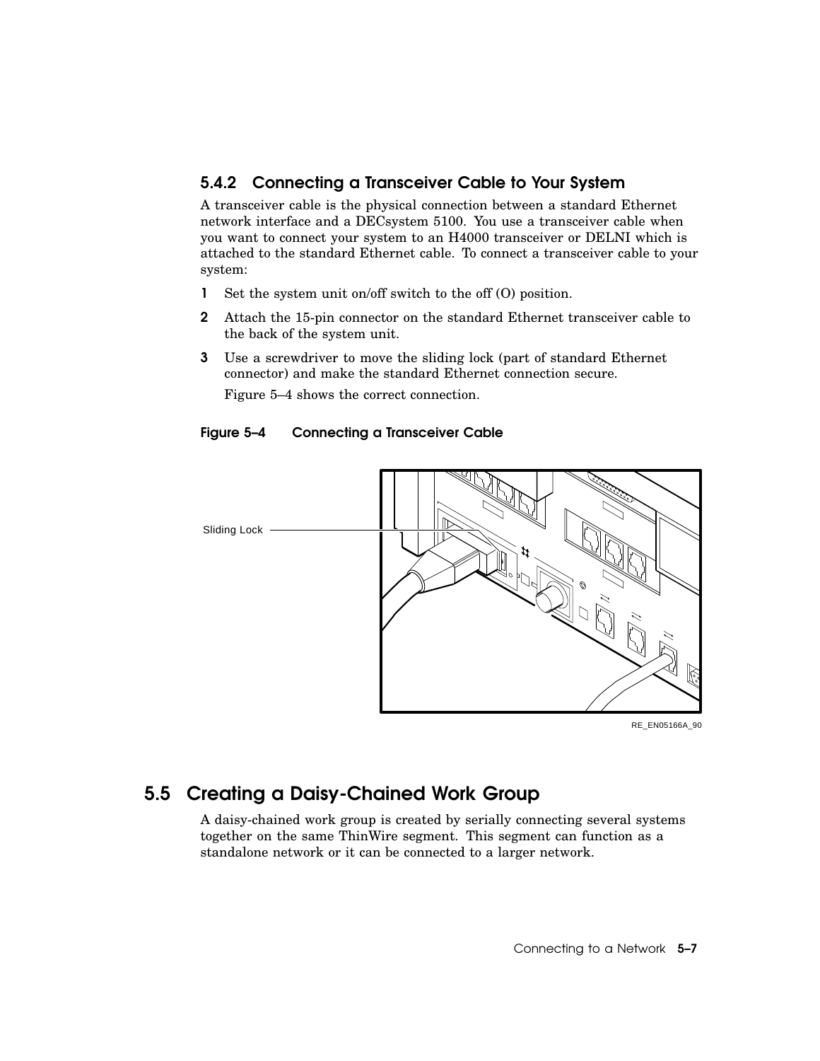### 5.4.2 Connecting a Transceiver Cable to Your System

A transceiver cable is the physical connection between a standard Ethernet network interface and a DECsystem 5100. You use a transceiver cable when you want to connect your system to an H4000 transceiver or DELNI which is attached to the standard Ethernet cable. To connect a transceiver cable to your system:

1. Set the system unit on/off switch to the off (O) position.
2. Attach the 15-pin connector on the standard Ethernet transceiver cable to the back of the system unit.
3. Use a screwdriver to move the sliding lock (part of standard Ethernet connector) and make the standard Ethernet connection secure.

   Figure 5–4 shows the correct connection.

**Figure 5–4 Connecting a Transceiver Cable**

Sliding Lock

RE_EN05166A_90

## 5.5 Creating a Daisy-Chained Work Group

A daisy-chained work group is created by serially connecting several systems together on the same ThinWire segment. This segment can function as a standalone network or it can be connected to a larger network.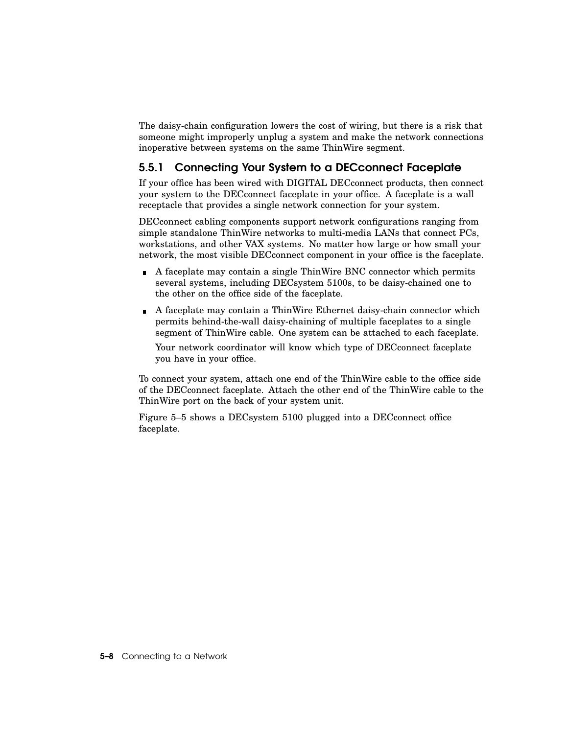The daisy-chain configuration lowers the cost of wiring, but there is a risk that someone might improperly unplug a system and make the network connections inoperative between systems on the same ThinWire segment.

### 5.5.1 Connecting Your System to a DECconnect Faceplate

If your office has been wired with DIGITAL DECconnect products, then connect your system to the DECconnect faceplate in your office. A faceplate is a wall receptacle that provides a single network connection for your system.

DECconnect cabling components support network configurations ranging from simple standalone ThinWire networks to multi-media LANs that connect PCs, workstations, and other VAX systems. No matter how large or how small your network, the most visible DECconnect component in your office is the faceplate.

- A faceplate may contain a single ThinWire BNC connector which permits several systems, including DECsystem 5100s, to be daisy-chained one to the other on the office side of the faceplate.
- A faceplate may contain a ThinWire Ethernet daisy-chain connector which permits behind-the-wall daisy-chaining of multiple faceplates to a single segment of ThinWire cable. One system can be attached to each faceplate.

  Your network coordinator will know which type of DECconnect faceplate you have in your office.

To connect your system, attach one end of the ThinWire cable to the office side of the DECconnect faceplate. Attach the other end of the ThinWire cable to the ThinWire port on the back of your system unit.

Figure 5–5 shows a DECsystem 5100 plugged into a DECconnect office faceplate.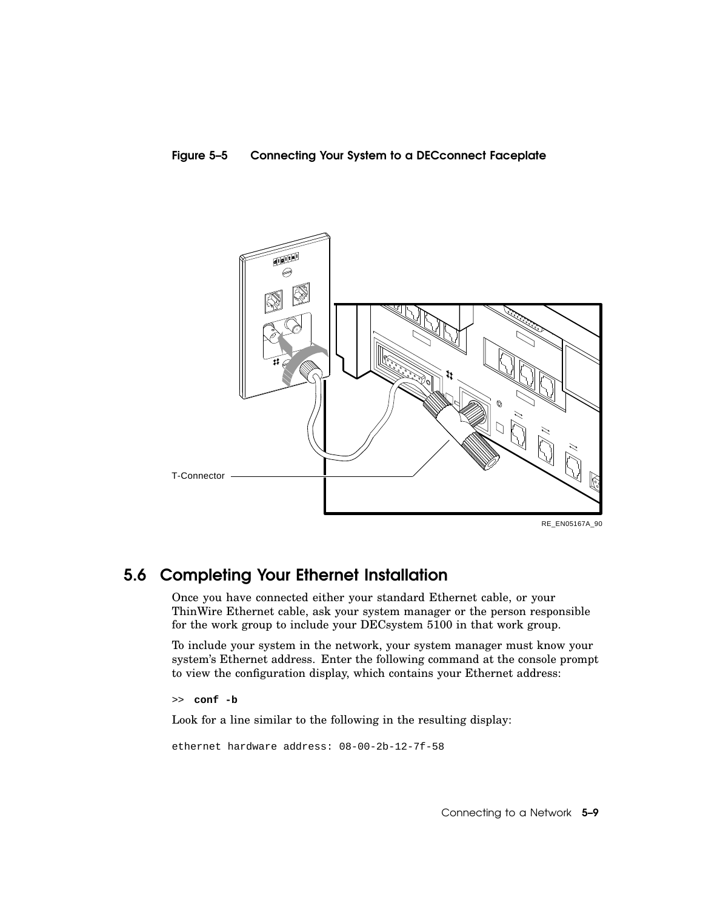**Figure 5–5 Connecting Your System to a DECconnect Faceplate**

## 5.6 Completing Your Ethernet Installation

Once you have connected either your standard Ethernet cable, or your ThinWire Ethernet cable, ask your system manager or the person responsible for the work group to include your DECsystem 5100 in that work group.

To include your system in the network, your system manager must know your system's Ethernet address. Enter the following command at the console prompt to view the configuration display, which contains your Ethernet address:

```
>> conf -b
```

Look for a line similar to the following in the resulting display:

```
ethernet hardware address: 08-00-2b-12-7f-58
```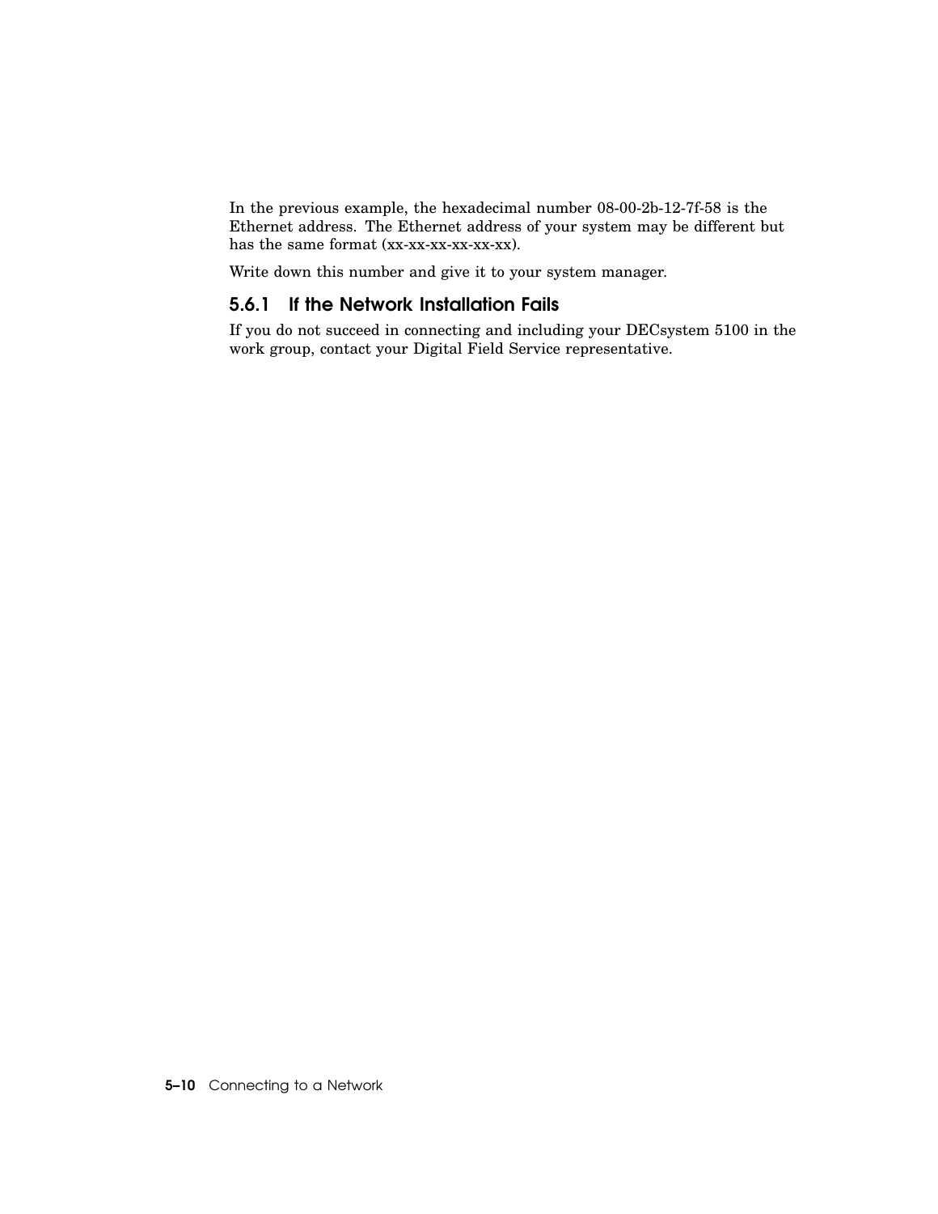In the previous example, the hexadecimal number 08-00-2b-12-7f-58 is the Ethernet address. The Ethernet address of your system may be different but has the same format (xx-xx-xx-xx-xx-xx).

Write down this number and give it to your system manager.

### 5.6.1 If the Network Installation Fails

If you do not succeed in connecting and including your DECsystem 5100 in the work group, contact your Digital Field Service representative.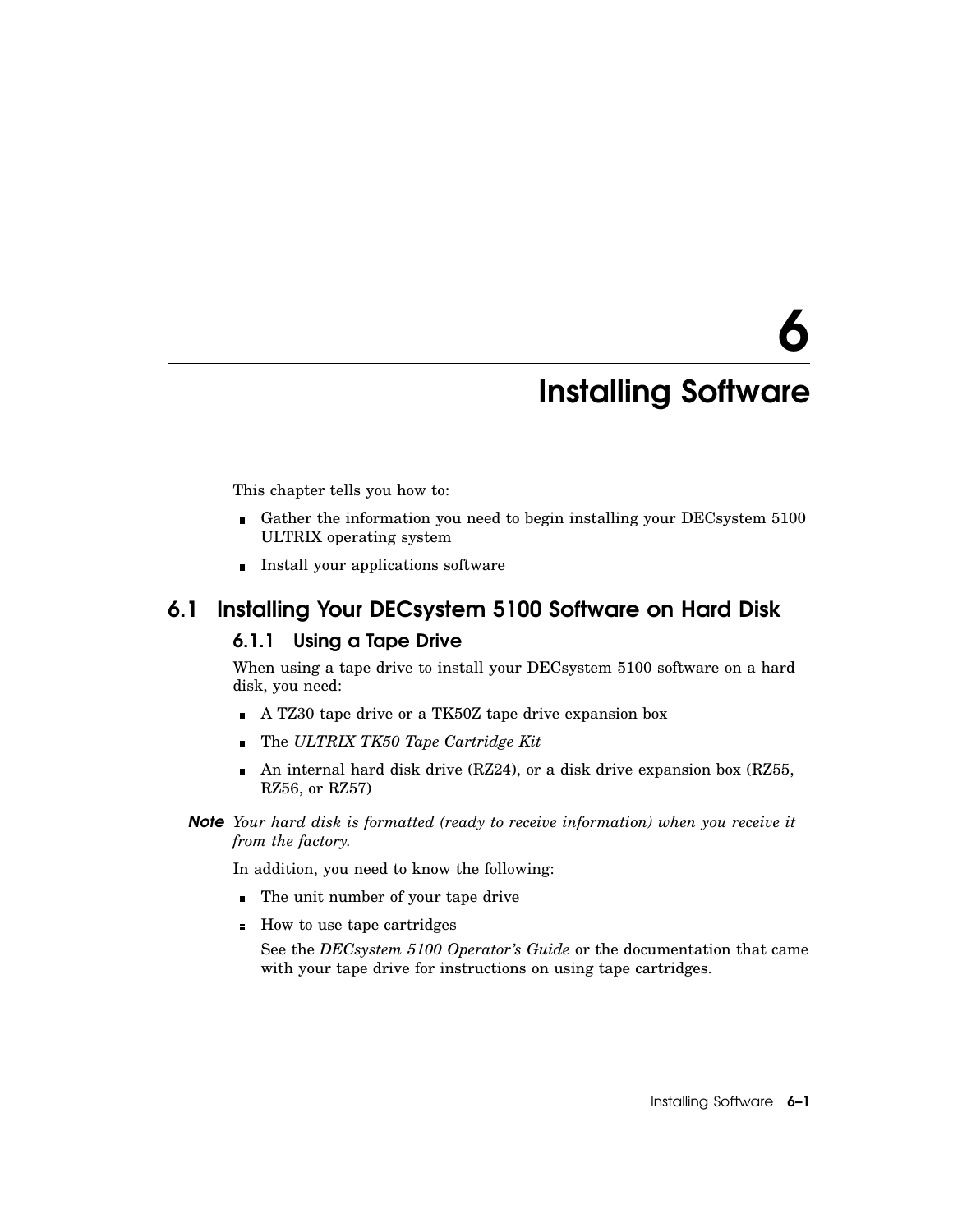# 6 Installing Software

This chapter tells you how to:

- Gather the information you need to begin installing your DECsystem 5100 ULTRIX operating system
- Install your applications software

## 6.1 Installing Your DECsystem 5100 Software on Hard Disk

### 6.1.1 Using a Tape Drive

When using a tape drive to install your DECsystem 5100 software on a hard disk, you need:

- A TZ30 tape drive or a TK50Z tape drive expansion box
- The *ULTRIX TK50 Tape Cartridge Kit*
- An internal hard disk drive (RZ24), or a disk drive expansion box (RZ55, RZ56, or RZ57)

***Note*** *Your hard disk is formatted (ready to receive information) when you receive it from the factory.*

In addition, you need to know the following:

- The unit number of your tape drive
- How to use tape cartridges

  See the *DECsystem 5100 Operator's Guide* or the documentation that came with your tape drive for instructions on using tape cartridges.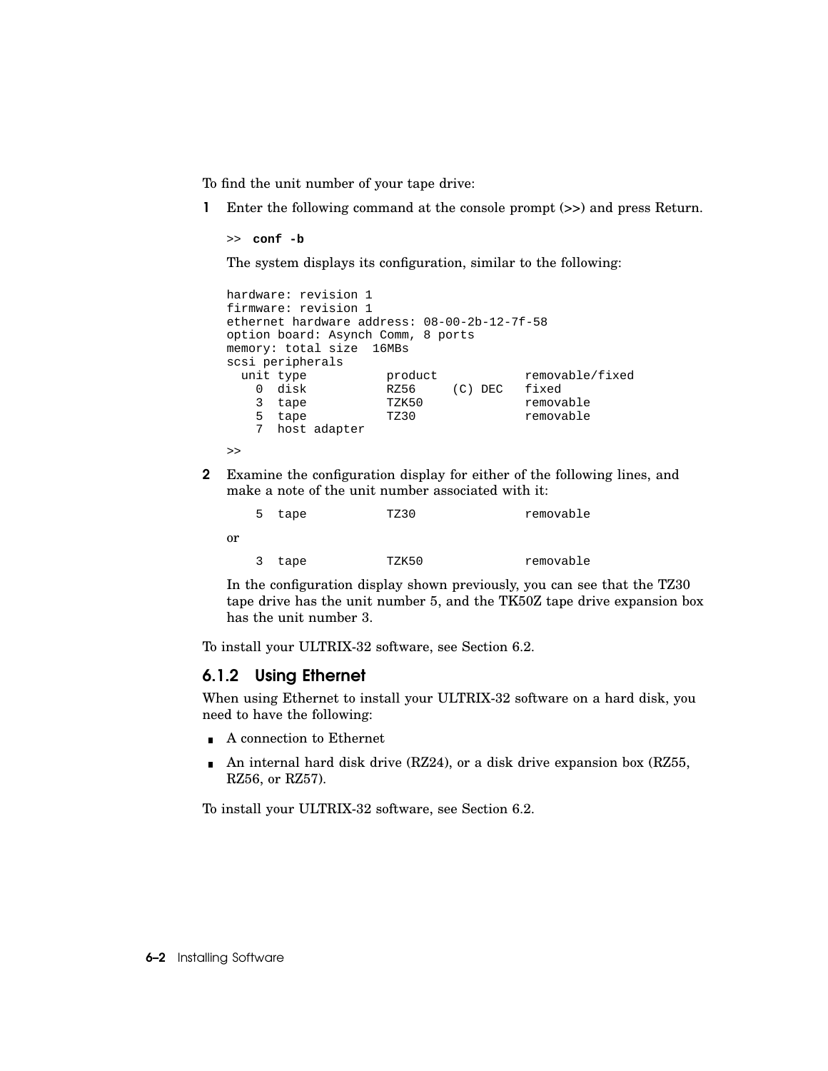To find the unit number of your tape drive:

1. Enter the following command at the console prompt (>>) and press Return.

   ```
   >>  conf -b
   ```

   The system displays its configuration, similar to the following:

   ```
   hardware: revision 1
   firmware: revision 1
   ethernet hardware address: 08-00-2b-12-7f-58
   option board: Asynch Comm, 8 ports
   memory: total size  16MBs
   scsi peripherals
     unit type           product             removable/fixed
       0  disk           RZ56     (C) DEC   fixed
       3  tape           TZK50               removable
       5  tape           TZ30                removable
       7  host adapter
   >>
   ```

2. Examine the configuration display for either of the following lines, and make a note of the unit number associated with it:

   ```
       5  tape           TZ30                removable
   ```

   or

   ```
       3  tape           TZK50               removable
   ```

   In the configuration display shown previously, you can see that the TZ30 tape drive has the unit number 5, and the TK50Z tape drive expansion box has the unit number 3.

To install your ULTRIX-32 software, see Section 6.2.

### 6.1.2 Using Ethernet

When using Ethernet to install your ULTRIX-32 software on a hard disk, you need to have the following:

- A connection to Ethernet
- An internal hard disk drive (RZ24), or a disk drive expansion box (RZ55, RZ56, or RZ57).

To install your ULTRIX-32 software, see Section 6.2.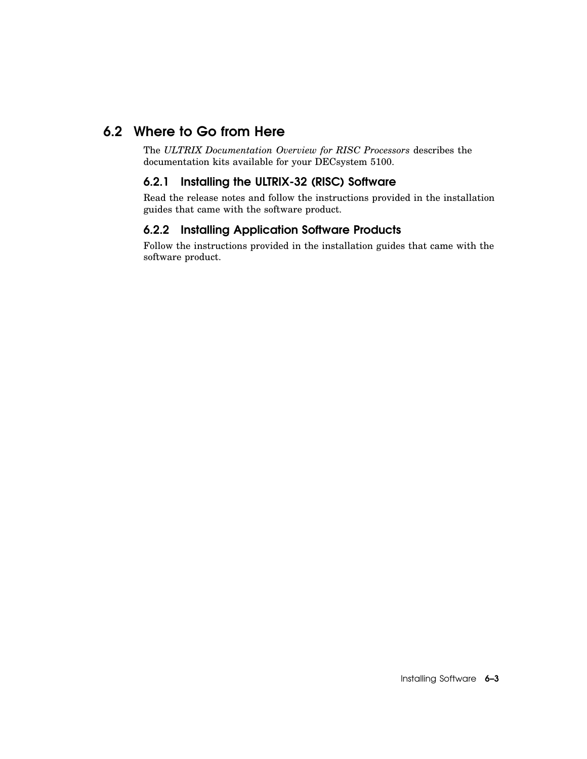## 6.2 Where to Go from Here

The *ULTRIX Documentation Overview for RISC Processors* describes the documentation kits available for your DECsystem 5100.

### 6.2.1 Installing the ULTRIX-32 (RISC) Software

Read the release notes and follow the instructions provided in the installation guides that came with the software product.

### 6.2.2 Installing Application Software Products

Follow the instructions provided in the installation guides that came with the software product.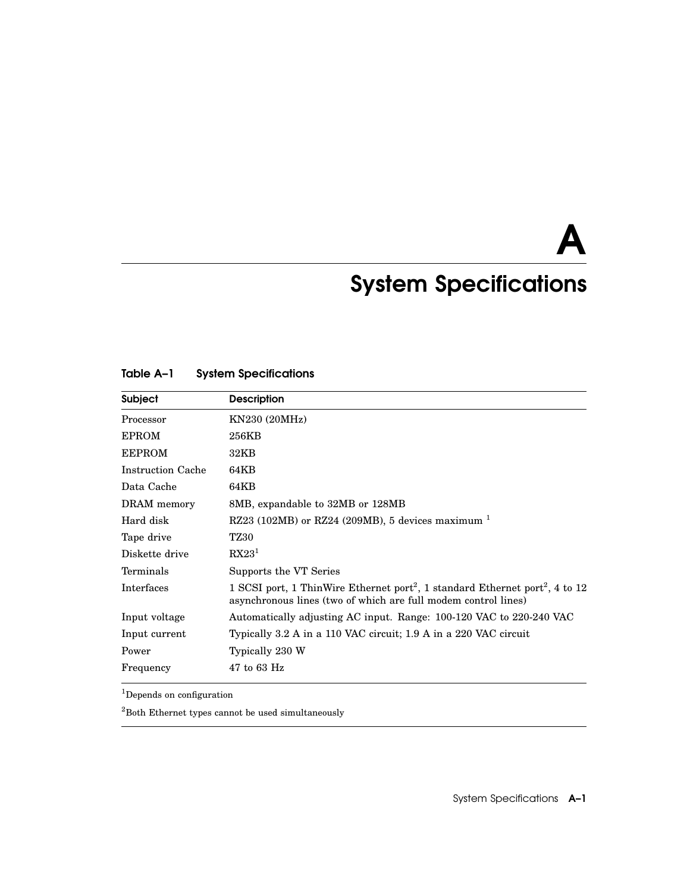# A System Specifications

**Table A–1 System Specifications**

| Subject | Description |
|---|---|
| Processor | KN230 (20MHz) |
| EPROM | 256KB |
| EEPROM | 32KB |
| Instruction Cache | 64KB |
| Data Cache | 64KB |
| DRAM memory | 8MB, expandable to 32MB or 128MB |
| Hard disk | RZ23 (102MB) or RZ24 (209MB), 5 devices maximum [1] |
| Tape drive | TZ30 |
| Diskette drive | RX23[1] |
| Terminals | Supports the VT Series |
| Interfaces | 1 SCSI port, 1 ThinWire Ethernet port[2], 1 standard Ethernet port[2], 4 to 12 asynchronous lines (two of which are full modem control lines) |
| Input voltage | Automatically adjusting AC input. Range: 100-120 VAC to 220-240 VAC |
| Input current | Typically 3.2 A in a 110 VAC circuit; 1.9 A in a 220 VAC circuit |
| Power | Typically 230 W |
| Frequency | 47 to 63 Hz |

[1]Depends on configuration

[2]Both Ethernet types cannot be used simultaneously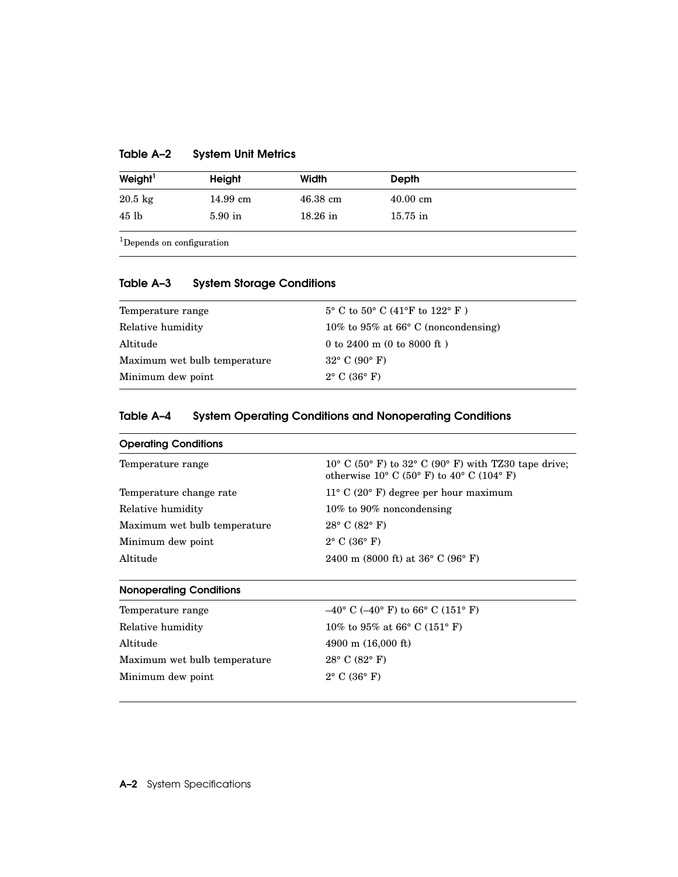**Table A–2 System Unit Metrics**

| Weight[1] | Height | Width | Depth |
|---|---|---|---|
| 20.5 kg | 14.99 cm | 46.38 cm | 40.00 cm |
| 45 lb | 5.90 in | 18.26 in | 15.75 in |

[1]Depends on configuration

**Table A–3 System Storage Conditions**

| | |
|---|---|
| Temperature range | 5° C to 50° C (41°F to 122° F ) |
| Relative humidity | 10% to 95% at 66° C (noncondensing) |
| Altitude | 0 to 2400 m (0 to 8000 ft ) |
| Maximum wet bulb temperature | 32° C (90° F) |
| Minimum dew point | 2° C (36° F) |

**Table A–4 System Operating Conditions and Nonoperating Conditions**

| **Operating Conditions** | |
|---|---|
| Temperature range | 10° C (50° F) to 32° C (90° F) with TZ30 tape drive; otherwise 10° C (50° F) to 40° C (104° F) |
| Temperature change rate | 11° C (20° F) degree per hour maximum |
| Relative humidity | 10% to 90% noncondensing |
| Maximum wet bulb temperature | 28° C (82° F) |
| Minimum dew point | 2° C (36° F) |
| Altitude | 2400 m (8000 ft) at 36° C (96° F) |
| **Nonoperating Conditions** | |
| Temperature range | –40° C (–40° F) to 66° C (151° F) |
| Relative humidity | 10% to 95% at 66° C (151° F) |
| Altitude | 4900 m (16,000 ft) |
| Maximum wet bulb temperature | 28° C (82° F) |
| Minimum dew point | 2° C (36° F) |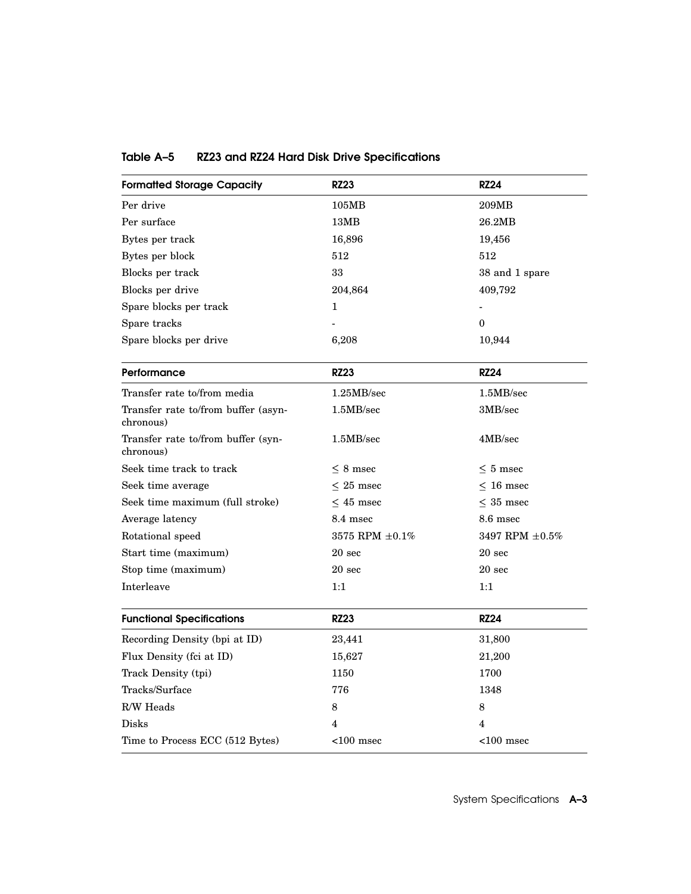**Table A–5 RZ23 and RZ24 Hard Disk Drive Specifications**

| Formatted Storage Capacity | RZ23 | RZ24 |
|---|---|---|
| Per drive | 105MB | 209MB |
| Per surface | 13MB | 26.2MB |
| Bytes per track | 16,896 | 19,456 |
| Bytes per block | 512 | 512 |
| Blocks per track | 33 | 38 and 1 spare |
| Blocks per drive | 204,864 | 409,792 |
| Spare blocks per track | 1 | - |
| Spare tracks | - | 0 |
| Spare blocks per drive | 6,208 | 10,944 |

| Performance | RZ23 | RZ24 |
|---|---|---|
| Transfer rate to/from media | 1.25MB/sec | 1.5MB/sec |
| Transfer rate to/from buffer (asynchronous) | 1.5MB/sec | 3MB/sec |
| Transfer rate to/from buffer (synchronous) | 1.5MB/sec | 4MB/sec |
| Seek time track to track | $\leq$ 8 msec | $\leq$ 5 msec |
| Seek time average | $\leq$ 25 msec | $\leq$ 16 msec |
| Seek time maximum (full stroke) | $\leq$ 45 msec | $\leq$ 35 msec |
| Average latency | 8.4 msec | 8.6 msec |
| Rotational speed | 3575 RPM $\pm$0.1% | 3497 RPM $\pm$0.5% |
| Start time (maximum) | 20 sec | 20 sec |
| Stop time (maximum) | 20 sec | 20 sec |
| Interleave | 1:1 | 1:1 |

| Functional Specifications | RZ23 | RZ24 |
|---|---|---|
| Recording Density (bpi at ID) | 23,441 | 31,800 |
| Flux Density (fci at ID) | 15,627 | 21,200 |
| Track Density (tpi) | 1150 | 1700 |
| Tracks/Surface | 776 | 1348 |
| R/W Heads | 8 | 8 |
| Disks | 4 | 4 |
| Time to Process ECC (512 Bytes) | <100 msec | <100 msec |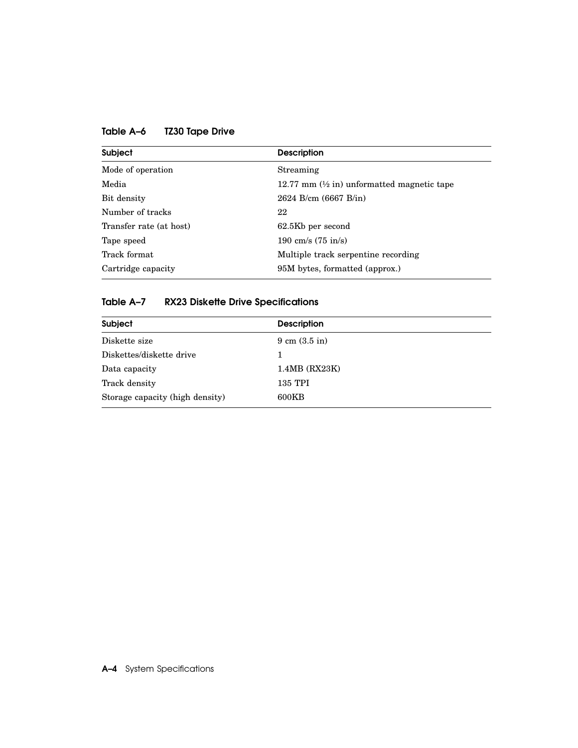**Table A–6 TZ30 Tape Drive**

| Subject | Description |
|---|---|
| Mode of operation | Streaming |
| Media | 12.77 mm (½ in) unformatted magnetic tape |
| Bit density | 2624 B/cm (6667 B/in) |
| Number of tracks | 22 |
| Transfer rate (at host) | 62.5Kb per second |
| Tape speed | 190 cm/s (75 in/s) |
| Track format | Multiple track serpentine recording |
| Cartridge capacity | 95M bytes, formatted (approx.) |

**Table A–7 RX23 Diskette Drive Specifications**

| Subject | Description |
|---|---|
| Diskette size | 9 cm (3.5 in) |
| Diskettes/diskette drive | 1 |
| Data capacity | 1.4MB (RX23K) |
| Track density | 135 TPI |
| Storage capacity (high density) | 600KB |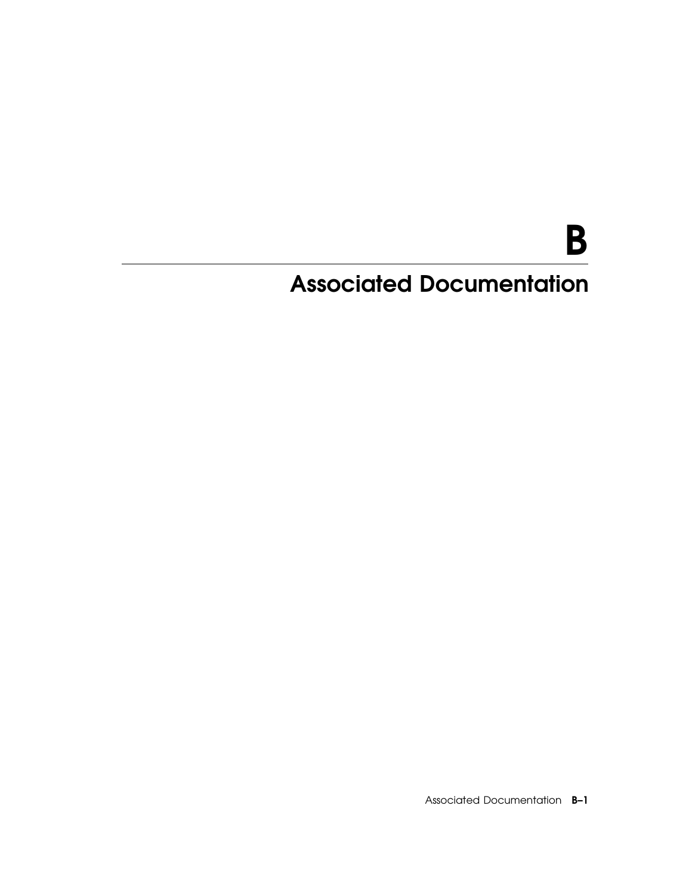# B

# Associated Documentation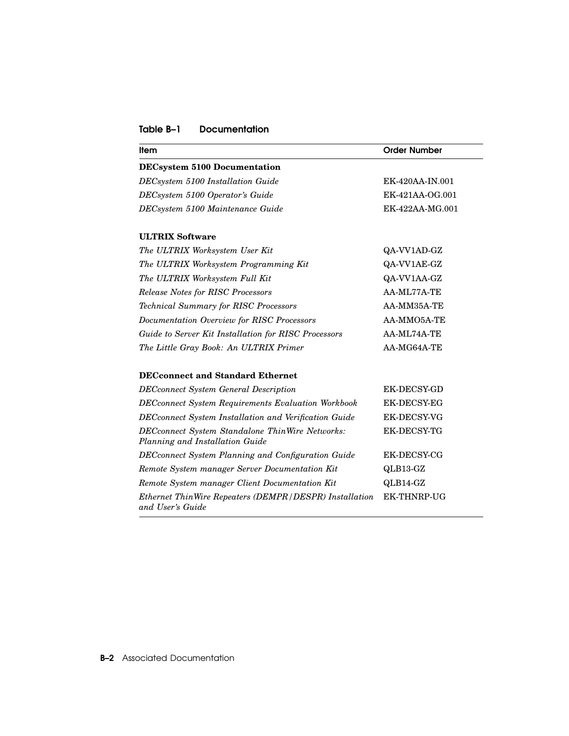**Table B–1 Documentation**

| Item | Order Number |
|---|---|
| **DECsystem 5100 Documentation** | |
| *DECsystem 5100 Installation Guide* | EK-420AA-IN.001 |
| *DECsystem 5100 Operator's Guide* | EK-421AA-OG.001 |
| *DECsystem 5100 Maintenance Guide* | EK-422AA-MG.001 |
| **ULTRIX Software** | |
| *The ULTRIX Worksystem User Kit* | QA-VV1AD-GZ |
| *The ULTRIX Worksystem Programming Kit* | QA-VV1AE-GZ |
| *The ULTRIX Worksystem Full Kit* | QA-VV1AA-GZ |
| *Release Notes for RISC Processors* | AA-ML77A-TE |
| *Technical Summary for RISC Processors* | AA-MM35A-TE |
| *Documentation Overview for RISC Processors* | AA-MMO5A-TE |
| *Guide to Server Kit Installation for RISC Processors* | AA-ML74A-TE |
| *The Little Gray Book: An ULTRIX Primer* | AA-MG64A-TE |
| **DECconnect and Standard Ethernet** | |
| *DECconnect System General Description* | EK-DECSY-GD |
| *DECconnect System Requirements Evaluation Workbook* | EK-DECSY-EG |
| *DECconnect System Installation and Verification Guide* | EK-DECSY-VG |
| *DECconnect System Standalone ThinWire Networks: Planning and Installation Guide* | EK-DECSY-TG |
| *DECconnect System Planning and Configuration Guide* | EK-DECSY-CG |
| *Remote System manager Server Documentation Kit* | QLB13-GZ |
| *Remote System manager Client Documentation Kit* | QLB14-GZ |
| *Ethernet ThinWire Repeaters (DEMPR/DESPR) Installation and User's Guide* | EK-THNRP-UG |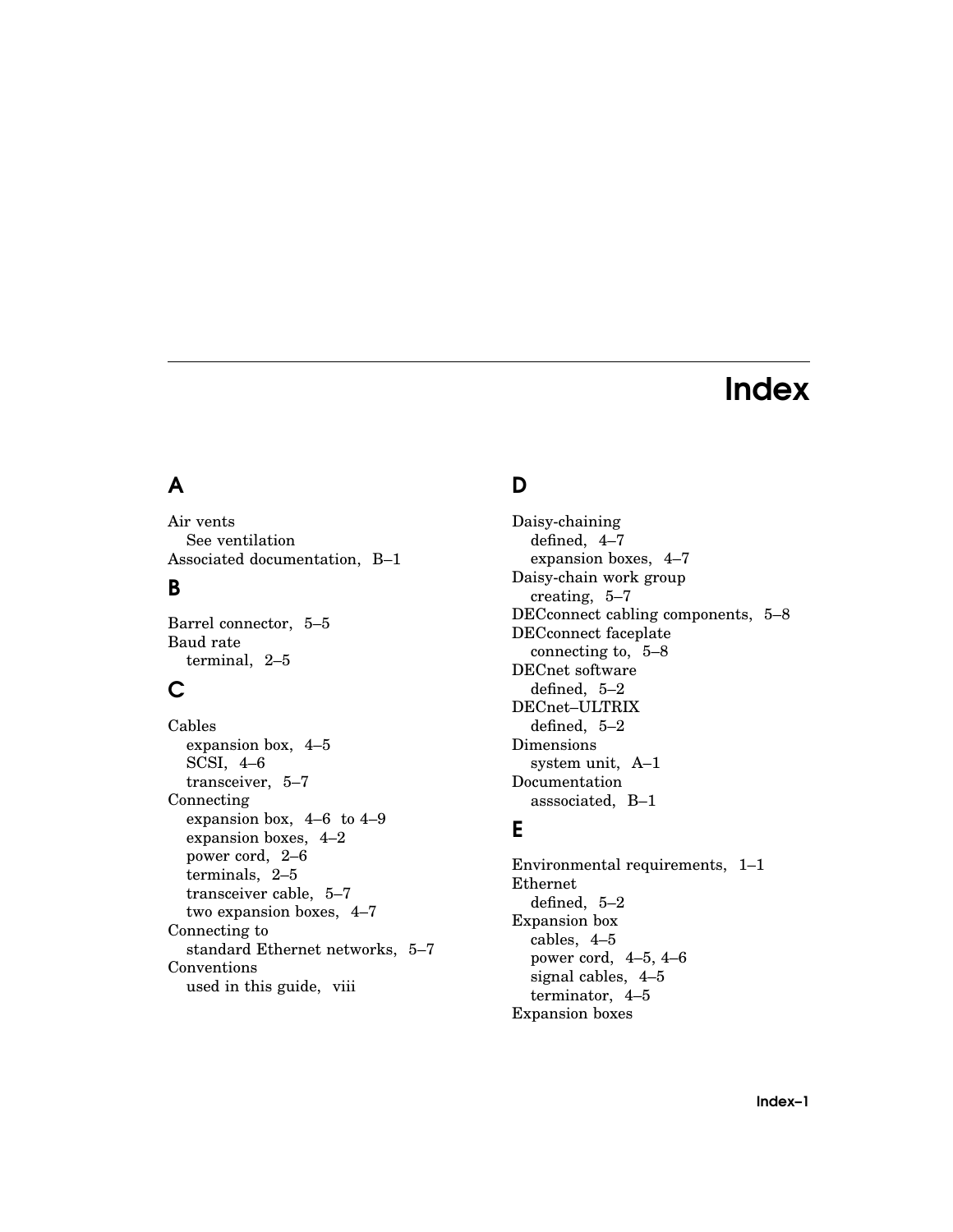# Index

## A

Air vents
  See ventilation
Associated documentation, B–1

## B

Barrel connector, 5–5
Baud rate
  terminal, 2–5

## C

Cables
  expansion box, 4–5
  SCSI, 4–6
  transceiver, 5–7
Connecting
  expansion box, 4–6 to 4–9
  expansion boxes, 4–2
  power cord, 2–6
  terminals, 2–5
  transceiver cable, 5–7
  two expansion boxes, 4–7
Connecting to
  standard Ethernet networks, 5–7
Conventions
  used in this guide, viii

## D

Daisy-chaining
  defined, 4–7
  expansion boxes, 4–7
Daisy-chain work group
  creating, 5–7
DECconnect cabling components, 5–8
DECconnect faceplate
  connecting to, 5–8
DECnet software
  defined, 5–2
DECnet–ULTRIX
  defined, 5–2
Dimensions
  system unit, A–1
Documentation
  asssociated, B–1

## E

Environmental requirements, 1–1
Ethernet
  defined, 5–2
Expansion box
  cables, 4–5
  power cord, 4–5, 4–6
  signal cables, 4–5
  terminator, 4–5
Expansion boxes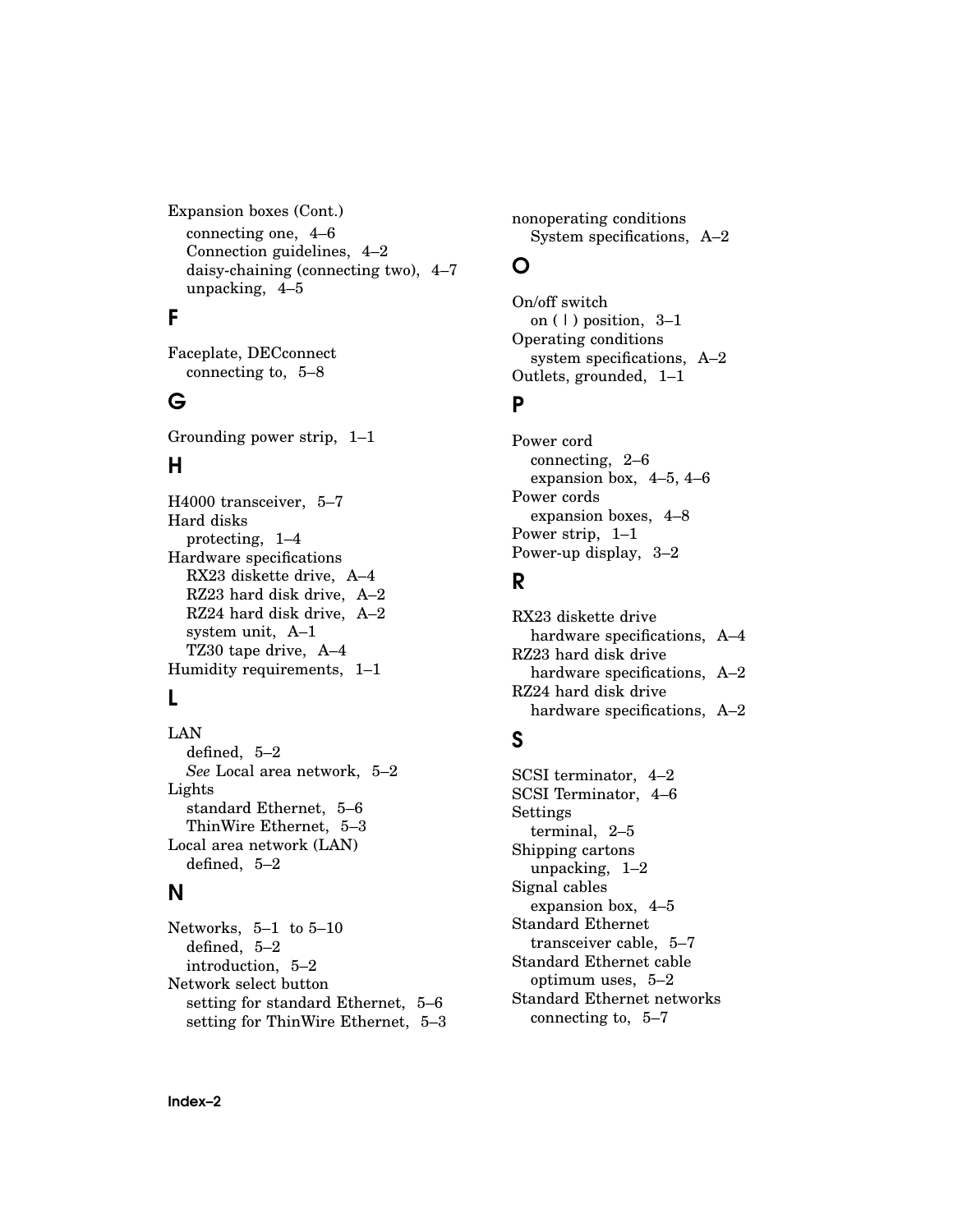Expansion boxes (Cont.)
  connecting one, 4–6
  Connection guidelines, 4–2
  daisy-chaining (connecting two), 4–7
  unpacking, 4–5

## F

Faceplate, DECconnect
  connecting to, 5–8

## G

Grounding power strip, 1–1

## H

H4000 transceiver, 5–7
Hard disks
  protecting, 1–4
Hardware specifications
  RX23 diskette drive, A–4
  RZ23 hard disk drive, A–2
  RZ24 hard disk drive, A–2
  system unit, A–1
  TZ30 tape drive, A–4
Humidity requirements, 1–1

## L

LAN
  defined, 5–2
  *See* Local area network, 5–2
Lights
  standard Ethernet, 5–6
  ThinWire Ethernet, 5–3
Local area network (LAN)
  defined, 5–2

## N

Networks, 5–1 to 5–10
  defined, 5–2
  introduction, 5–2
Network select button
  setting for standard Ethernet, 5–6
  setting for ThinWire Ethernet, 5–3
nonoperating conditions
  System specifications, A–2

## O

On/off switch
  on ( | ) position, 3–1
Operating conditions
  system specifications, A–2
Outlets, grounded, 1–1

## P

Power cord
  connecting, 2–6
  expansion box, 4–5, 4–6
Power cords
  expansion boxes, 4–8
Power strip, 1–1
Power-up display, 3–2

## R

RX23 diskette drive
  hardware specifications, A–4
RZ23 hard disk drive
  hardware specifications, A–2
RZ24 hard disk drive
  hardware specifications, A–2

## S

SCSI terminator, 4–2
SCSI Terminator, 4–6
Settings
  terminal, 2–5
Shipping cartons
  unpacking, 1–2
Signal cables
  expansion box, 4–5
Standard Ethernet
  transceiver cable, 5–7
Standard Ethernet cable
  optimum uses, 5–2
Standard Ethernet networks
  connecting to, 5–7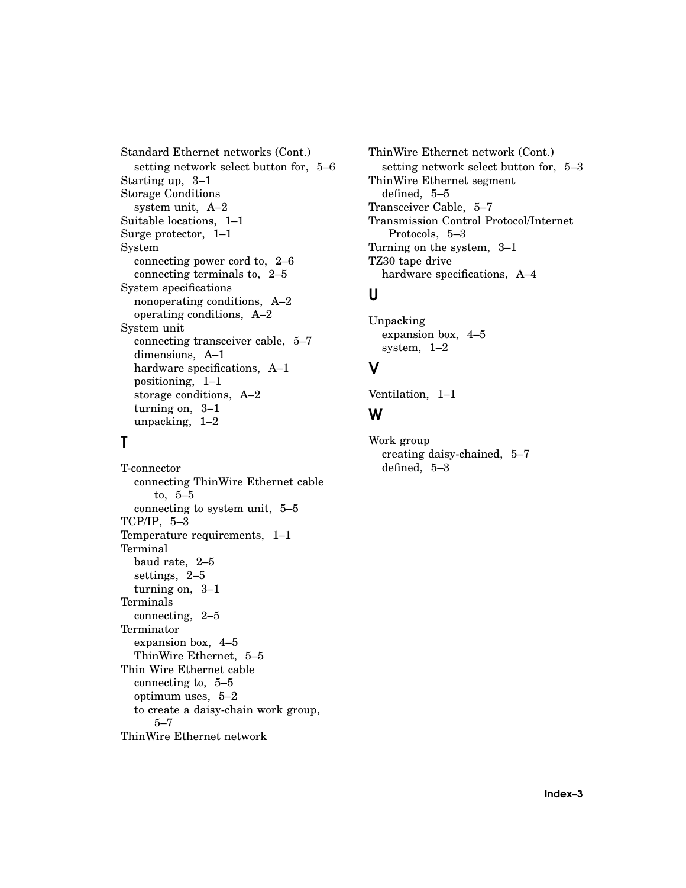Standard Ethernet networks (Cont.)
  setting network select button for, 5–6
Starting up, 3–1
Storage Conditions
  system unit, A–2
Suitable locations, 1–1
Surge protector, 1–1
System
  connecting power cord to, 2–6
  connecting terminals to, 2–5
System specifications
  nonoperating conditions, A–2
  operating conditions, A–2
System unit
  connecting transceiver cable, 5–7
  dimensions, A–1
  hardware specifications, A–1
  positioning, 1–1
  storage conditions, A–2
  turning on, 3–1
  unpacking, 1–2

## T

T-connector
  connecting ThinWire Ethernet cable to, 5–5
  connecting to system unit, 5–5
TCP/IP, 5–3
Temperature requirements, 1–1
Terminal
  baud rate, 2–5
  settings, 2–5
  turning on, 3–1
Terminals
  connecting, 2–5
Terminator
  expansion box, 4–5
  ThinWire Ethernet, 5–5
Thin Wire Ethernet cable
  connecting to, 5–5
  optimum uses, 5–2
  to create a daisy-chain work group, 5–7
ThinWire Ethernet network
ThinWire Ethernet network (Cont.)
  setting network select button for, 5–3
ThinWire Ethernet segment
  defined, 5–5
Transceiver Cable, 5–7
Transmission Control Protocol/Internet Protocols, 5–3
Turning on the system, 3–1
TZ30 tape drive
  hardware specifications, A–4

## U

Unpacking
  expansion box, 4–5
  system, 1–2

## V

Ventilation, 1–1

## W

Work group
  creating daisy-chained, 5–7
  defined, 5–3